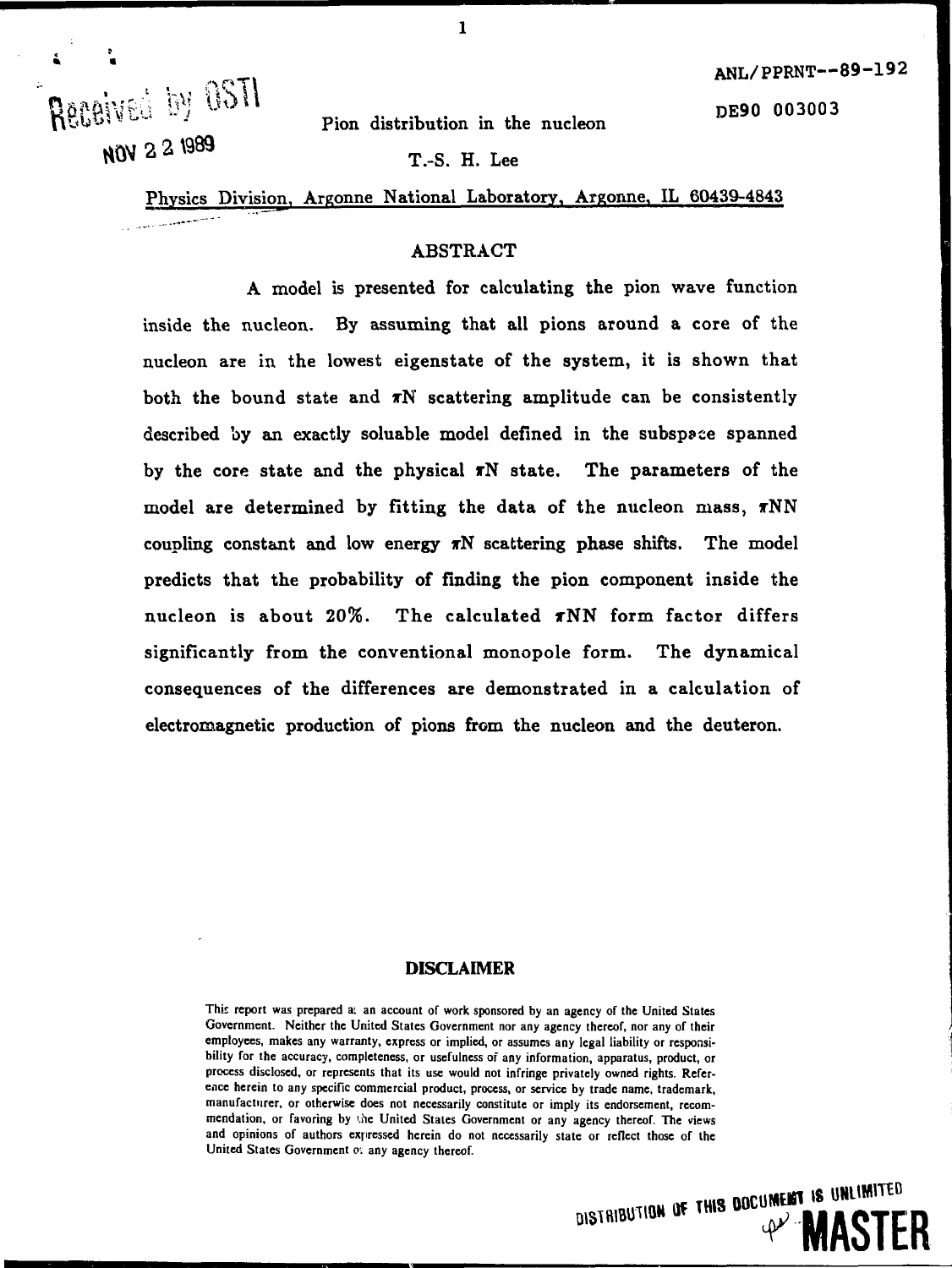ANL/PPRNT--89-192

DE90 003003

Received by OSTI

NOV 22 1989

# Pion distribution in the nucleon

T.-S. H. Lee

Physics Division, Argonne National Laboratory, Argonne, IL 60439-4843

## ABSTRACT

A model is presented for calculating the pion wave function inside the nucleon. By assuming that all pions around a core of the nucleon are in the lowest eigenstate of the system, it is shown that both the bound state and $\pi N$ scattering amplitude can be consistently described by an exactly soluable model defined in the subspace spanned by the core state and the physical $\pi N$ state. The parameters of the model are determined by fitting the data of the nucleon mass, $\pi NN$ coupling constant and low energy $\pi N$ scattering phase shifts. The model predicts that the probability of finding the pion component inside the nucleon is about 20%. The calculated $\pi NN$ form factor differs significantly from the conventional monopole form. The dynamical consequences of the differences are demonstrated in a calculation of electromagnetic production of pions from the nucleon and the deuteron.

### DISCLAIMER

This report was prepared as an account of work sponsored by an agency of the United States Government. Neither the United States Government nor any agency thereof, nor any of their employees, makes any warranty, express or implied, or assumes any legal liability or responsibility for the accuracy, completeness, or usefulness of any information, apparatus, product, or process disclosed, or represents that its use would not infringe privately owned rights. Reference herein to any specific commercial product, process, or service by trade name, trademark, manufacturer, or otherwise does not necessarily constitute or imply its endorsement, recommendation, or favoring by the United States Government or any agency thereof. The views and opinions of authors expressed herein do not necessarily state or reflect those of the United States Government or any agency thereof.

DISTRIBUTION OF THIS DOCUMENT IS UNLIMITED

MASTER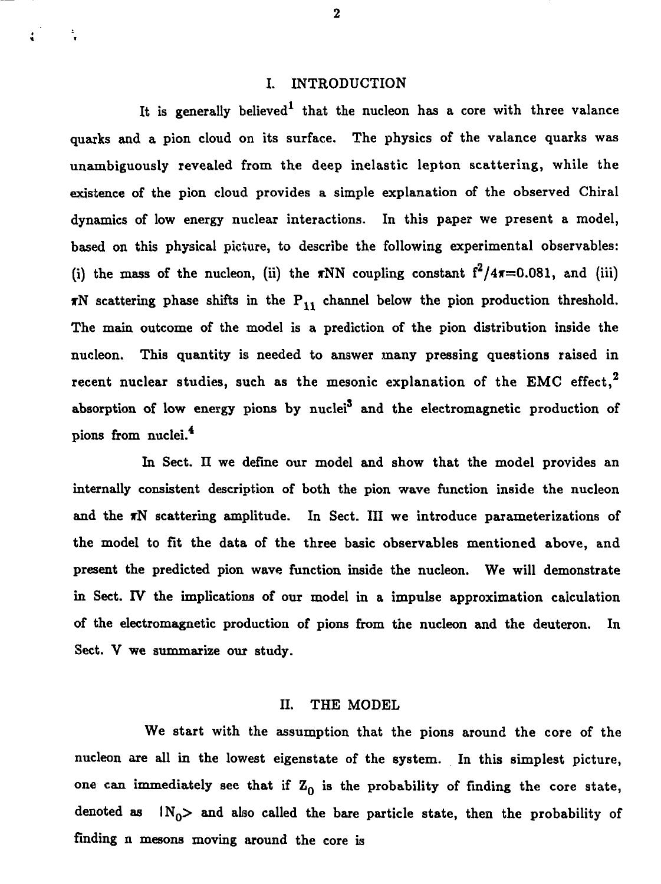## I. INTRODUCTION

It is generally believed[1] that the nucleon has a core with three valance quarks and a pion cloud on its surface. The physics of the valance quarks was unambiguously revealed from the deep inelastic lepton scattering, while the existence of the pion cloud provides a simple explanation of the observed Chiral dynamics of low energy nuclear interactions. In this paper we present a model, based on this physical picture, to describe the following experimental observables: (i) the mass of the nucleon, (ii) the $\pi$NN coupling constant $f^2/4\pi=0.081$, and (iii) $\pi$N scattering phase shifts in the $P_{11}$ channel below the pion production threshold. The main outcome of the model is a prediction of the pion distribution inside the nucleon. This quantity is needed to answer many pressing questions raised in recent nuclear studies, such as the mesonic explanation of the EMC effect,[2] absorption of low energy pions by nuclei[3] and the electromagnetic production of pions from nuclei.[4]

In Sect. II we define our model and show that the model provides an internally consistent description of both the pion wave function inside the nucleon and the $\pi$N scattering amplitude. In Sect. III we introduce parameterizations of the model to fit the data of the three basic observables mentioned above, and present the predicted pion wave function inside the nucleon. We will demonstrate in Sect. IV the implications of our model in a impulse approximation calculation of the electromagnetic production of pions from the nucleon and the deuteron. In Sect. V we summarize our study.

## II. THE MODEL

We start with the assumption that the pions around the core of the nucleon are all in the lowest eigenstate of the system. In this simplest picture, one can immediately see that if $Z_0$ is the probability of finding the core state, denoted as $|N_0\rangle$ and also called the bare particle state, then the probability of finding n mesons moving around the core is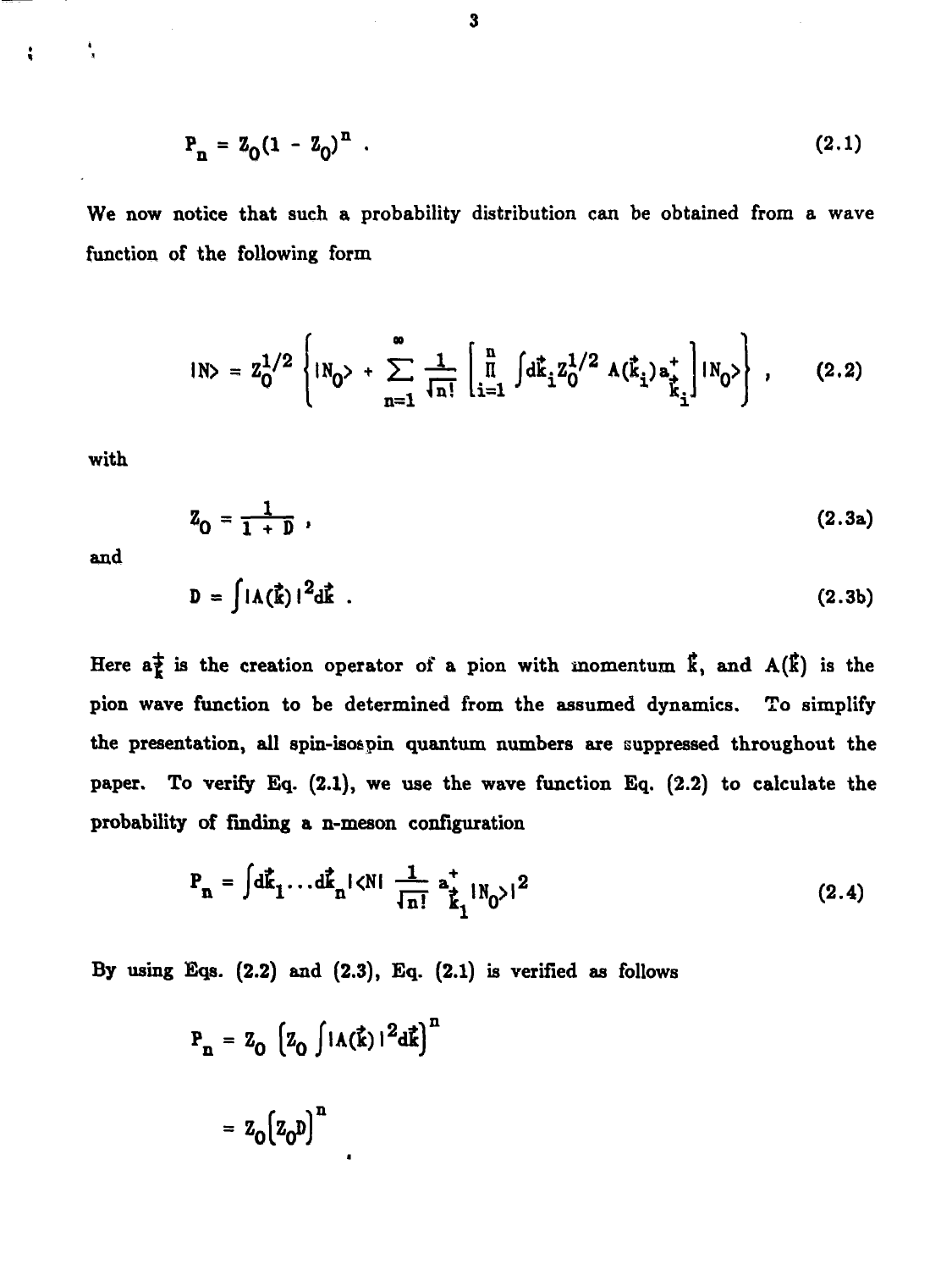$$P_n = Z_0(1 - Z_0)^n \ . \tag{2.1}$$

We now notice that such a probability distribution can be obtained from a wave function of the following form

$$|N\rangle = Z_0^{1/2} \left\{ |N_0\rangle + \sum_{n=1}^{\infty} \frac{1}{\sqrt{n!}} \left[ \prod_{i=1}^{n} \int d\vec{k}_i Z_0^{1/2} A(\vec{k}_i) a^+_{\vec{k}_i} \right] |N_0\rangle \right\} , \tag{2.2}$$

with

$$Z_0 = \frac{1}{1 + D} , \tag{2.3a}$$

and

$$D = \int |A(\vec{k})|^2 d\vec{k} \ . \tag{2.3b}$$

Here $a^+_{\vec{k}}$ is the creation operator of a pion with momentum $\vec{k}$, and $A(\vec{k})$ is the pion wave function to be determined from the assumed dynamics. To simplify the presentation, all spin-isospin quantum numbers are suppressed throughout the paper. To verify Eq. (2.1), we use the wave function Eq. (2.2) to calculate the probability of finding a n-meson configuration

$$P_n = \int d\vec{k}_1 \ldots d\vec{k}_n |\langle N| \frac{1}{\sqrt{n!}} a^+_{\vec{k}_1} |N_0\rangle|^2 \tag{2.4}$$

By using Eqs. (2.2) and (2.3), Eq. (2.1) is verified as follows

$$P_n = Z_0 \left[ Z_0 \int |A(\vec{k})|^2 d\vec{k} \right]^n$$

$$= Z_0 \left[ Z_0 D \right]^n$$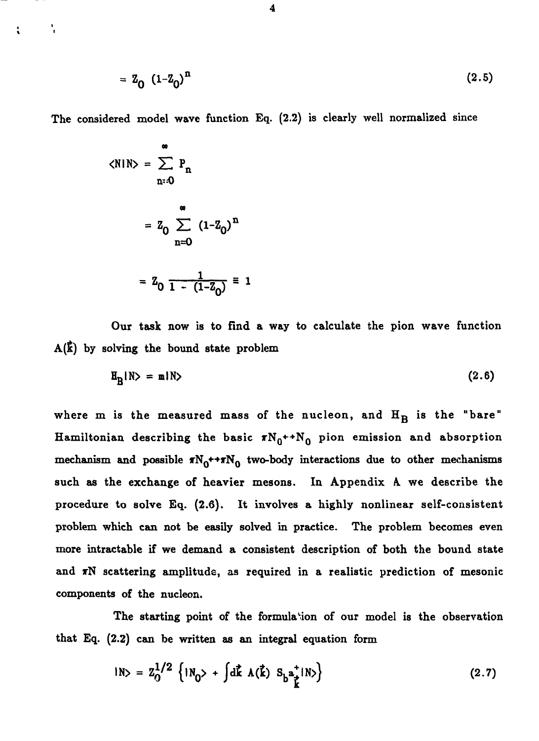$$= Z_0 \, (1-Z_0)^n \tag{2.5}$$

The considered model wave function Eq. (2.2) is clearly well normalized since

$$\langle N|N\rangle = \sum_{n=0}^{\infty} P_n$$

$$= Z_0 \sum_{n=0}^{\infty} (1-Z_0)^n$$

$$= Z_0 \frac{1}{1-(1-Z_0)} \equiv 1$$

Our task now is to find a way to calculate the pion wave function $A(\vec{k})$ by solving the bound state problem

$$H_B|N\rangle = m|N\rangle \tag{2.6}$$

where m is the measured mass of the nucleon, and $H_B$ is the "bare" Hamiltonian describing the basic $\pi N_0 \leftrightarrow N_0$ pion emission and absorption mechanism and possible $\pi N_0 \leftrightarrow \pi N_0$ two-body interactions due to other mechanisms such as the exchange of heavier mesons. In Appendix A we describe the procedure to solve Eq. (2.6). It involves a highly nonlinear self-consistent problem which can not be easily solved in practice. The problem becomes even more intractable if we demand a consistent description of both the bound state and $\pi N$ scattering amplitude, as required in a realistic prediction of mesonic components of the nucleon.

The starting point of the formulation of our model is the observation that Eq. (2.2) can be written as an integral equation form

$$|N\rangle = Z_0^{1/2} \left\{ |N_0\rangle + \int d\vec{k} \, A(\vec{k}) \, S_b a^{+}_{\vec{k}} |N\rangle \right\} \tag{2.7}$$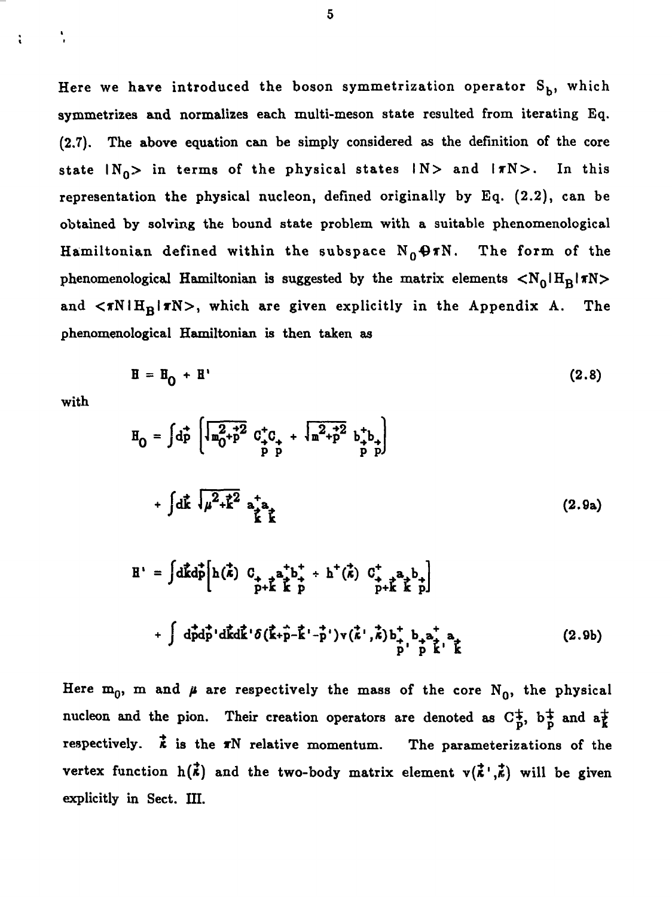Here we have introduced the boson symmetrization operator $S_b$, which symmetrizes and normalizes each multi-meson state resulted from iterating Eq. (2.7). The above equation can be simply considered as the definition of the core state $|N_0\rangle$ in terms of the physical states $|N\rangle$ and $|\pi N\rangle$. In this representation the physical nucleon, defined originally by Eq. (2.2), can be obtained by solving the bound state problem with a suitable phenomenological Hamiltonian defined within the subspace $N_0 \oplus \pi N$. The form of the phenomenological Hamiltonian is suggested by the matrix elements $\langle N_0|H_B|\pi N\rangle$ and $\langle \pi N|H_B|\pi N\rangle$, which are given explicitly in the Appendix A. The phenomenological Hamiltonian is then taken as

$$H = H_0 + H' \tag{2.8}$$

with

$$H_0 = \int d\vec{p} \left[ \sqrt{m_0^2+\vec{p}^2}\, C^+_{\vec{p}} C_{\vec{p}} + \sqrt{m^2+\vec{p}^2}\, b^+_{\vec{p}} b_{\vec{p}} \right] + \int d\vec{k}\, \sqrt{\mu^2+\vec{k}^2}\, a^+_{\vec{k}} a_{\vec{k}} \tag{2.9a}$$

$$H' = \int d\vec{k} d\vec{p} \left[ h(\vec{\kappa})\, C_{\vec{p}+\vec{k}}\, a^+_{\vec{k}} b^+_{\vec{p}} + h^+(\vec{\kappa})\, C^+_{\vec{p}+\vec{k}}\, a_{\vec{k}} b_{\vec{p}} \right] + \int d\vec{p} d\vec{p}' d\vec{k} d\vec{k}'\, \delta(\vec{k}+\vec{p}-\vec{k}'-\vec{p}')\, v(\vec{\kappa}',\vec{\kappa})\, b^+_{\vec{p}'} b_{\vec{p}} a^+_{\vec{k}'} a_{\vec{k}} \tag{2.9b}$$

Here $m_0$, $m$ and $\mu$ are respectively the mass of the core $N_0$, the physical nucleon and the pion. Their creation operators are denoted as $C^+_{\vec{p}}$, $b^+_{\vec{p}}$ and $a^+_{\vec{k}}$ respectively. $\vec{\kappa}$ is the $\pi N$ relative momentum. The parameterizations of the vertex function $h(\vec{\kappa})$ and the two-body matrix element $v(\vec{\kappa}',\vec{\kappa})$ will be given explicitly in Sect. III.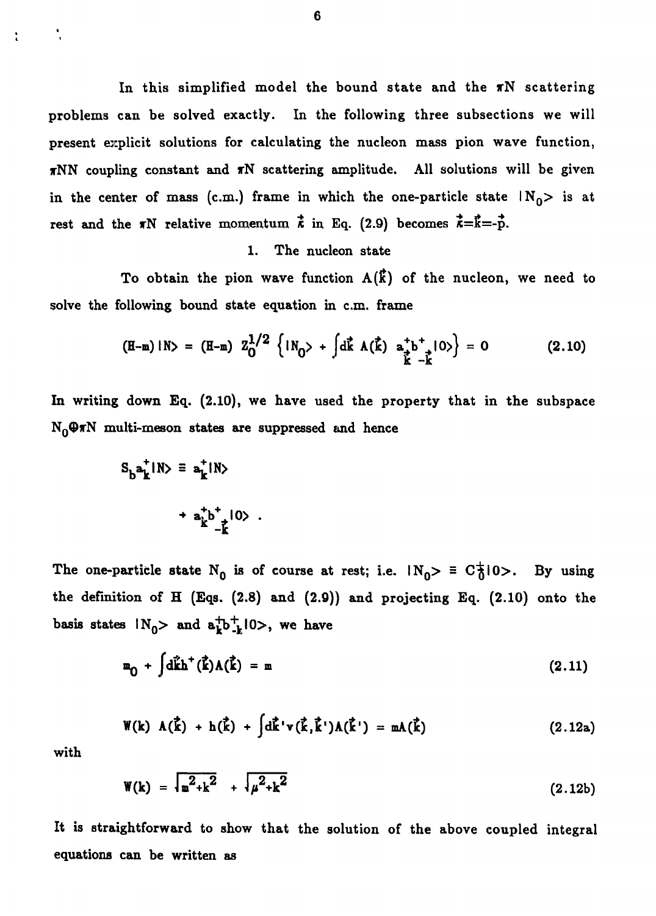In this simplified model the bound state and the $\pi$N scattering problems can be solved exactly. In the following three subsections we will present explicit solutions for calculating the nucleon mass pion wave function, $\pi$NN coupling constant and $\pi$N scattering amplitude. All solutions will be given in the center of mass (c.m.) frame in which the one-particle state $|N_0\rangle$ is at rest and the $\pi$N relative momentum $\vec{\kappa}$ in Eq. (2.9) becomes $\vec{\kappa}=\vec{k}=-\vec{p}$.

### 1. The nucleon state

To obtain the pion wave function $A(\vec{k})$ of the nucleon, we need to solve the following bound state equation in c.m. frame

$$(H-m)|N\rangle = (H-m)\, Z_0^{1/2} \left\{ |N_0\rangle + \int d\vec{k}\, A(\vec{k})\, a^+_{\vec{k}} b^+_{-\vec{k}} |0\rangle \right\} = 0 \tag{2.10}$$

In writing down Eq. (2.10), we have used the property that in the subspace $N_0 \oplus \pi N$ multi-meson states are suppressed and hence

$$S_b a^+_k |N\rangle \equiv a^+_k |N\rangle$$

$$+ a^+_k b^+_{-\vec{k}} |0\rangle \ .$$

The one-particle state $N_0$ is of course at rest; i.e. $|N_0\rangle \equiv C^+_0|0\rangle$. By using the definition of H (Eqs. (2.8) and (2.9)) and projecting Eq. (2.10) onto the basis states $|N_0\rangle$ and $a^+_k b^+_{-k}|0\rangle$, we have

$$m_0 + \int d\vec{k}\, h^+(\vec{k}) A(\vec{k}) = m \tag{2.11}$$

$$W(k)\, A(\vec{k}) + h(\vec{k}) + \int d\vec{k}'\, v(\vec{k},\vec{k}') A(\vec{k}') = m A(\vec{k}) \tag{2.12a}$$

with

$$W(k) = \sqrt{m^2+k^2} + \sqrt{\mu^2+k^2} \tag{2.12b}$$

It is straightforward to show that the solution of the above coupled integral equations can be written as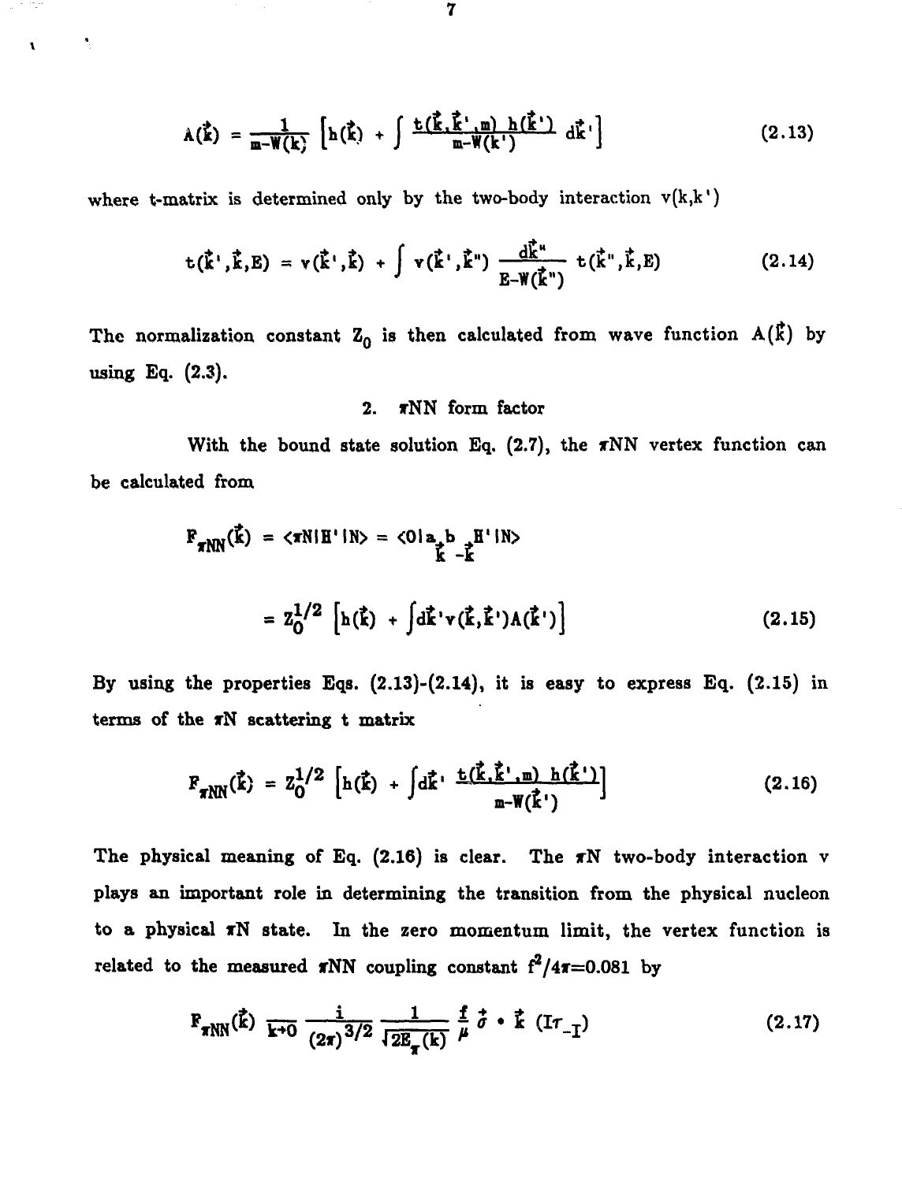$$A(\vec{k}) = \frac{1}{m-W(k)} \left[ h(\vec{k}) + \int \frac{t(\vec{k},\vec{k}',m)\, h(\vec{k}')}{m-W(k')} \, d\vec{k}' \right] \tag{2.13}$$

where t-matrix is determined only by the two-body interaction $v(k,k')$

$$t(\vec{k}',\vec{k},E) = v(\vec{k}',\vec{k}) + \int v(\vec{k}',\vec{k}'') \frac{d\vec{k}''}{E-W(\vec{k}'')} \, t(\vec{k}'',\vec{k},E) \tag{2.14}$$

The normalization constant $Z_0$ is then calculated from wave function $A(\vec{k})$ by using Eq. (2.3).

2. $\pi$NN form factor

With the bound state solution Eq. (2.7), the $\pi$NN vertex function can be calculated from

$$F_{\pi NN}(\vec{k}) = \langle \pi N | H' | N \rangle = \langle 0 | a_{\vec{k}} b_{-\vec{k}} H' | N \rangle$$

$$= Z_0^{1/2} \left[ h(\vec{k}) + \int d\vec{k}' v(\vec{k},\vec{k}') A(\vec{k}') \right] \tag{2.15}$$

By using the properties Eqs. (2.13)-(2.14), it is easy to express Eq. (2.15) in terms of the $\pi$N scattering t matrix

$$F_{\pi NN}(\vec{k}) = Z_0^{1/2} \left[ h(\vec{k}) + \int d\vec{k}' \, \frac{t(\vec{k},\vec{k}',m)\, h(\vec{k}')}{m-W(\vec{k}')} \right] \tag{2.16}$$

The physical meaning of Eq. (2.16) is clear. The $\pi$N two-body interaction v plays an important role in determining the transition from the physical nucleon to a physical $\pi$N state. In the zero momentum limit, the vertex function is related to the measured $\pi$NN coupling constant $f^2/4\pi = 0.081$ by

$$F_{\pi NN}(\vec{k}) \xrightarrow[k \to 0]{} \frac{i}{(2\pi)^{3/2}} \frac{1}{\sqrt{2E_\pi(k)}} \frac{f}{\mu} \vec{\sigma} \cdot \vec{k} \, (I\tau_{-I}) \tag{2.17}$$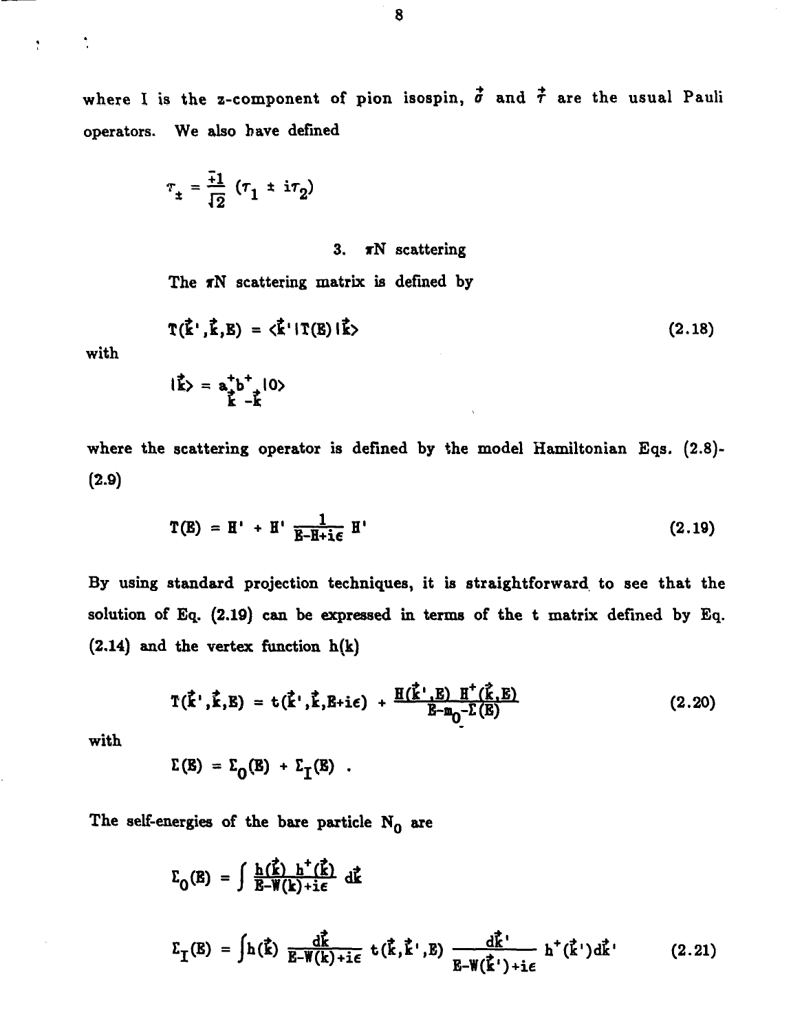where I is the z-component of pion isospin, $\vec{\sigma}$ and $\vec{\tau}$ are the usual Pauli operators. We also have defined

$$\tau_{\pm} = \frac{\mp 1}{\sqrt{2}} (\tau_1 \pm i\tau_2)$$

### 3. $\pi$N scattering

The $\pi$N scattering matrix is defined by

$$T(\vec{k}',\vec{k},E) = \langle \vec{k}' | T(E) | \vec{k} \rangle \tag{2.18}$$

with

$$|\vec{k}\rangle = a^{+}_{\vec{k}} b^{+}_{-\vec{k}} |0\rangle$$

where the scattering operator is defined by the model Hamiltonian Eqs. (2.8)-(2.9)

$$T(E) = H' + H' \frac{1}{E-H+i\epsilon} H' \tag{2.19}$$

By using standard projection techniques, it is straightforward to see that the solution of Eq. (2.19) can be expressed in terms of the t matrix defined by Eq. (2.14) and the vertex function h(k)

$$T(\vec{k}',\vec{k},E) = t(\vec{k}',\vec{k},E+i\epsilon) + \frac{H(\vec{k}',E)\ H^{+}(\vec{k},E)}{E-m_0-\Sigma(E)} \tag{2.20}$$

with

$$\Sigma(E) = \Sigma_0(E) + \Sigma_I(E) \ .$$

The self-energies of the bare particle $N_0$ are

$$\Sigma_0(E) = \int \frac{h(\vec{k})\ h^{+}(\vec{k})}{E-W(k)+i\epsilon} d\vec{k}$$

$$\Sigma_I(E) = \int h(\vec{k}) \frac{d\vec{k}}{E-W(k)+i\epsilon} t(\vec{k},\vec{k}',E) \frac{d\vec{k}'}{E-W(\vec{k}')+i\epsilon} h^{+}(\vec{k}')d\vec{k}' \tag{2.21}$$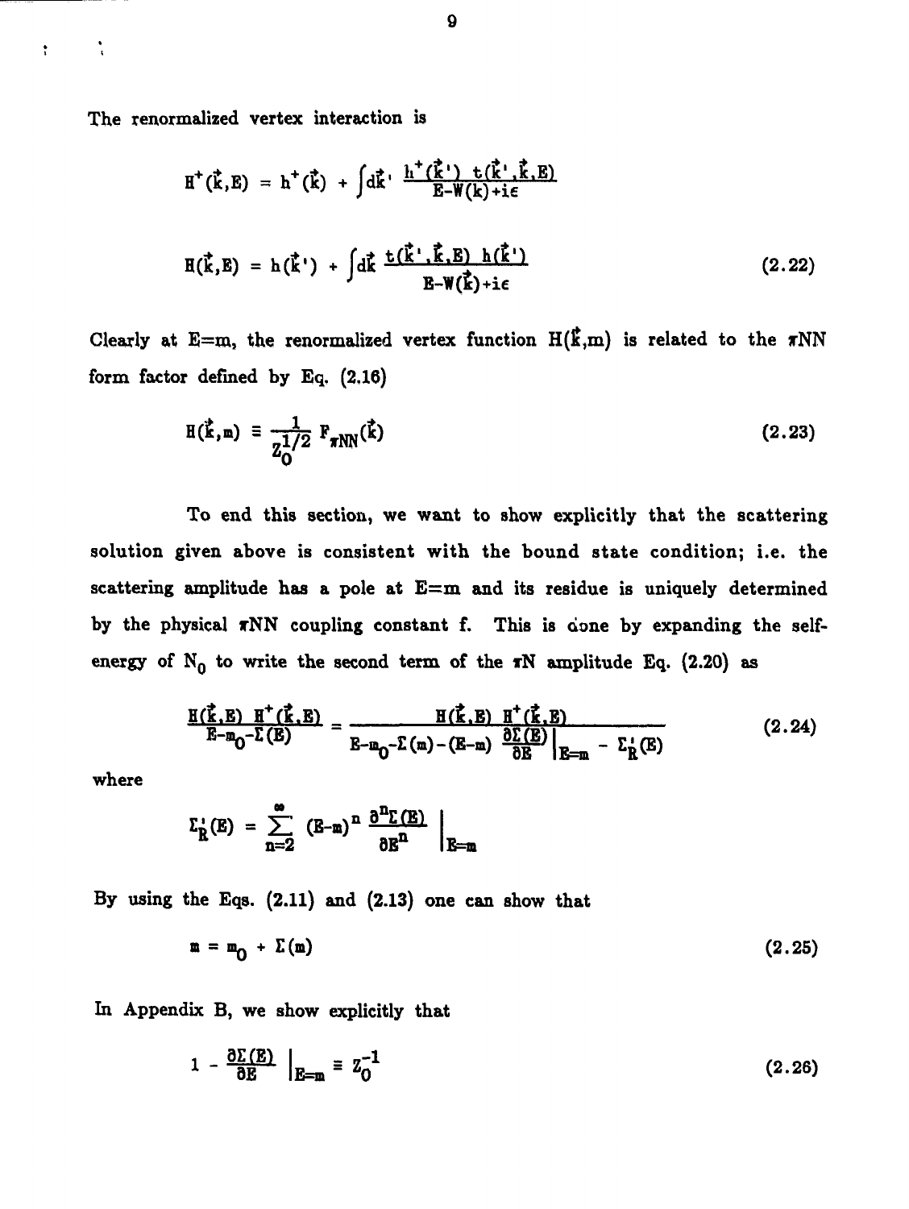The renormalized vertex interaction is

$$H^{+}(\vec{k},E) = h^{+}(\vec{k}) + \int d\vec{k}' \frac{h^{+}(\vec{k}')\ t(\vec{k}',\vec{k},E)}{E-W(k)+i\epsilon}$$

$$H(\vec{k},E) = h(\vec{k}') + \int d\vec{k} \frac{t(\vec{k}',\vec{k},E)\ h(\vec{k}')}{E-W(\vec{k})+i\epsilon} \tag{2.22}$$

Clearly at E=m, the renormalized vertex function $H(\vec{k},m)$ is related to the $\pi NN$ form factor defined by Eq. (2.16)

$$H(\vec{k},m) \equiv \frac{1}{Z_0^{1/2}} F_{\pi NN}(\vec{k}) \tag{2.23}$$

To end this section, we want to show explicitly that the scattering solution given above is consistent with the bound state condition; i.e. the scattering amplitude has a pole at E=m and its residue is uniquely determined by the physical $\pi NN$ coupling constant f. This is done by expanding the self-energy of $N_0$ to write the second term of the $\pi N$ amplitude Eq. (2.20) as

$$\frac{H(\vec{k},E)\ H^{+}(\vec{k},E)}{E-m_0-\Sigma(E)} = \frac{H(\vec{k},E)\ H^{+}(\vec{k},E)}{E-m_0-\Sigma(m)-(E-m)\left.\frac{\partial\Sigma(E)}{\partial E}\right|_{E=m} - \Sigma_R'(E)} \tag{2.24}$$

where

$$\Sigma_R'(E) = \sum_{n=2}^{\infty} (E-m)^n \left.\frac{\partial^n \Sigma(E)}{\partial E^n}\right|_{E=m}$$

By using the Eqs. (2.11) and (2.13) one can show that

$$m = m_0 + \Sigma(m) \tag{2.25}$$

In Appendix B, we show explicitly that

$$1 - \left.\frac{\partial\Sigma(E)}{\partial E}\right|_{E=m} \equiv Z_0^{-1} \tag{2.26}$$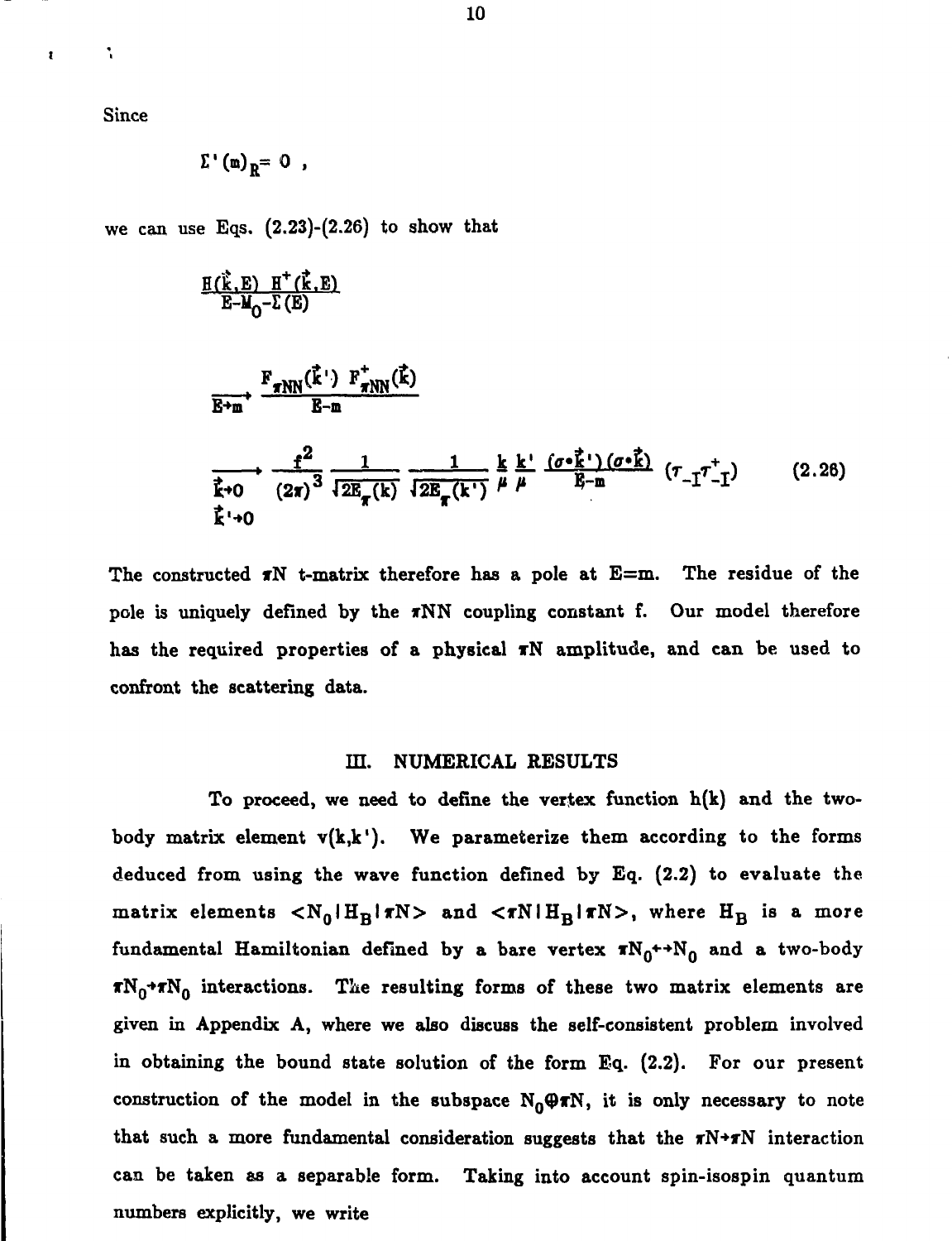Since

$$\Sigma'(m)_R = 0 \ ,$$

we can use Eqs. (2.23)-(2.26) to show that

$$\frac{H(\vec{k},E)\ H^+(\vec{k},E)}{E-M_0-\Sigma(E)}$$

$$\xrightarrow[E\to m]{} \frac{F_{\pi NN}(\vec{k}')\ F^+_{\pi NN}(\vec{k})}{E-m}$$

$$\xrightarrow[\substack{\vec{k}\to 0 \\ \vec{k}'\to 0}]{} \frac{f^2}{(2\pi)^3} \frac{1}{\sqrt{2E_\pi(k)}} \frac{1}{\sqrt{2E_\pi(k')}} \frac{k}{\mu} \frac{k'}{\mu} \frac{(\sigma\cdot\vec{k}')(\sigma\cdot\vec{k})}{E-m} (\tau_{-I}\tau^+_{-I}) \qquad (2.28)$$

The constructed $\pi N$ t-matrix therefore has a pole at $E=m$. The residue of the pole is uniquely defined by the $\pi NN$ coupling constant f. Our model therefore has the required properties of a physical $\pi N$ amplitude, and can be used to confront the scattering data.

## III. NUMERICAL RESULTS

To proceed, we need to define the vertex function $h(k)$ and the two-body matrix element $v(k,k')$. We parameterize them according to the forms deduced from using the wave function defined by Eq. (2.2) to evaluate the matrix elements $\langle N_0|H_B|\pi N\rangle$ and $\langle \pi N|H_B|\pi N\rangle$, where $H_B$ is a more fundamental Hamiltonian defined by a bare vertex $\pi N_0 \leftrightarrow N_0$ and a two-body $\pi N_0 \to \pi N_0$ interactions. The resulting forms of these two matrix elements are given in Appendix A, where we also discuss the self-consistent problem involved in obtaining the bound state solution of the form Eq. (2.2). For our present construction of the model in the subspace $N_0 \oplus \pi N$, it is only necessary to note that such a more fundamental consideration suggests that the $\pi N \to \pi N$ interaction can be taken as a separable form. Taking into account spin-isospin quantum numbers explicitly, we write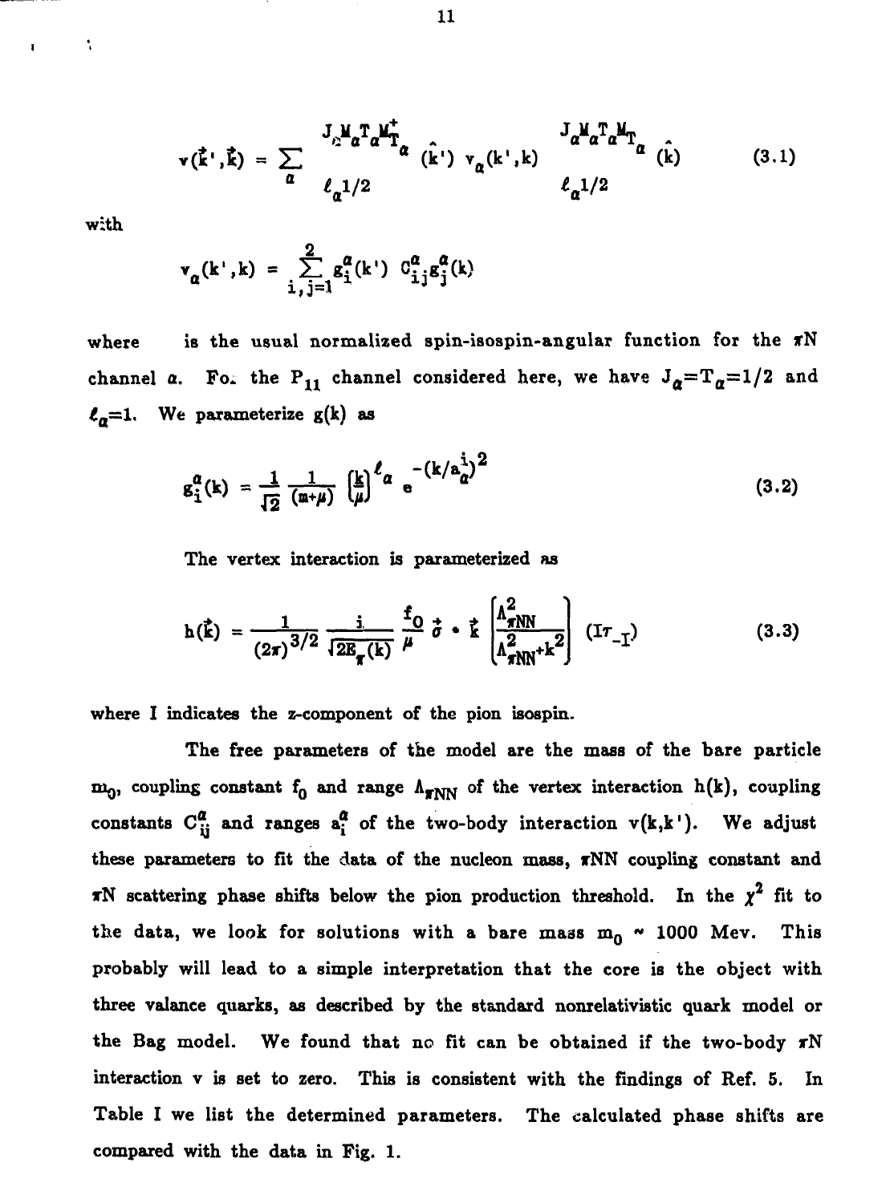$$v(\vec{k}',\vec{k}) = \sum_{\alpha} \mathcal{Y}^{J_\alpha M_\alpha T_\alpha M_{T_\alpha}^{+}}_{\ell_\alpha 1/2}(\hat{k}')\, v_\alpha(k',k)\, \mathcal{Y}^{J_\alpha M_\alpha T_\alpha M_{T_\alpha}}_{\ell_\alpha 1/2}(\hat{k}) \tag{3.1}$$

with

$$v_\alpha(k',k) = \sum_{i,j=1}^{2} g_i^\alpha(k')\, C_{ij}^\alpha g_j^\alpha(k)$$

where $\mathcal{Y}$ is the usual normalized spin-isospin-angular function for the $\pi N$ channel $\alpha$. For the $P_{11}$ channel considered here, we have $J_\alpha = T_\alpha = 1/2$ and $\ell_\alpha = 1$. We parameterize $g(k)$ as

$$g_i^\alpha(k) = \frac{1}{\sqrt{2}} \frac{1}{(m+\mu)} \left(\frac{k}{\mu}\right)^{\ell_\alpha} e^{-(k/a_\alpha^i)^2} \tag{3.2}$$

The vertex interaction is parameterized as

$$h(\vec{k}) = \frac{1}{(2\pi)^{3/2}} \frac{i}{\sqrt{2E_\pi(k)}} \frac{f_0}{\mu} \vec{\sigma} \cdot \vec{k} \left[\frac{\Lambda_{\pi NN}^2}{\Lambda_{\pi NN}^2 + k^2}\right] (I\tau_{-I}) \tag{3.3}$$

where I indicates the z-component of the pion isospin.

The free parameters of the model are the mass of the bare particle $m_0$, coupling constant $f_0$ and range $\Lambda_{\pi NN}$ of the vertex interaction $h(k)$, coupling constants $C_{ij}^\alpha$ and ranges $a_i^\alpha$ of the two-body interaction $v(k,k')$. We adjust these parameters to fit the data of the nucleon mass, $\pi NN$ coupling constant and $\pi N$ scattering phase shifts below the pion production threshold. In the $\chi^2$ fit to the data, we look for solutions with a bare mass $m_0 \sim 1000$ Mev. This probably will lead to a simple interpretation that the core is the object with three valance quarks, as described by the standard nonrelativistic quark model or the Bag model. We found that no fit can be obtained if the two-body $\pi N$ interaction v is set to zero. This is consistent with the findings of Ref. 5. In Table I we list the determined parameters. The calculated phase shifts are compared with the data in Fig. 1.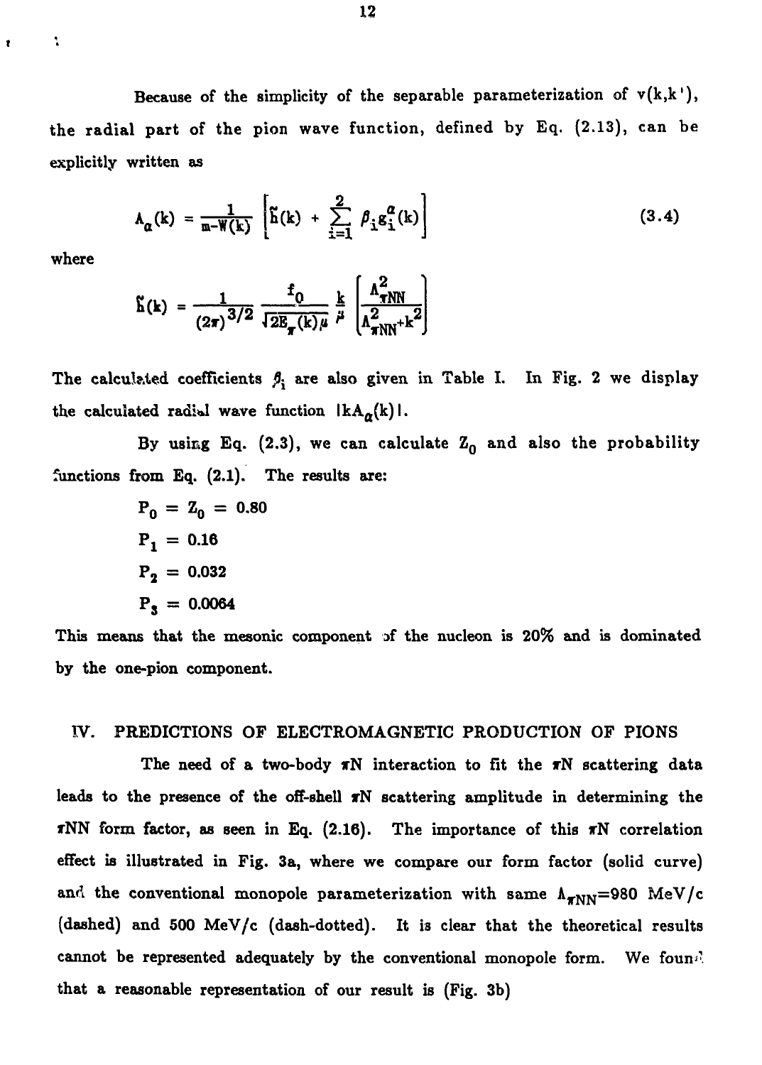Because of the simplicity of the separable parameterization of $v(k,k')$, the radial part of the pion wave function, defined by Eq. (2.13), can be explicitly written as

$$A_\alpha(k) = \frac{1}{m-W(k)}\left[\tilde{h}(k) + \sum_{i=1}^{2} \beta_i g_i^\alpha(k)\right] \tag{3.4}$$

where

$$\tilde{h}(k) = \frac{1}{(2\pi)^{3/2}} \frac{f_0}{\sqrt{2E_\pi(k)\mu}} \frac{k}{\mu}\left[\frac{\Lambda^2_{\pi NN}}{\Lambda^2_{\pi NN}+k^2}\right]$$

The calculated coefficients $\beta_i$ are also given in Table I. In Fig. 2 we display the calculated radial wave function $|kA_\alpha(k)|$.

By using Eq. (2.3), we can calculate $Z_0$ and also the probability functions from Eq. (2.1). The results are:

$P_0 = Z_0 = 0.80$

$P_1 = 0.16$

$P_2 = 0.032$

$P_3 = 0.0064$

This means that the mesonic component of the nucleon is 20% and is dominated by the one-pion component.

## IV. PREDICTIONS OF ELECTROMAGNETIC PRODUCTION OF PIONS

The need of a two-body $\pi N$ interaction to fit the $\pi N$ scattering data leads to the presence of the off-shell $\pi N$ scattering amplitude in determining the $\pi NN$ form factor, as seen in Eq. (2.16). The importance of this $\pi N$ correlation effect is illustrated in Fig. 3a, where we compare our form factor (solid curve) and the conventional monopole parameterization with same $\Lambda_{\pi NN}$=980 MeV/c (dashed) and 500 MeV/c (dash-dotted). It is clear that the theoretical results cannot be represented adequately by the conventional monopole form. We found that a reasonable representation of our result is (Fig. 3b)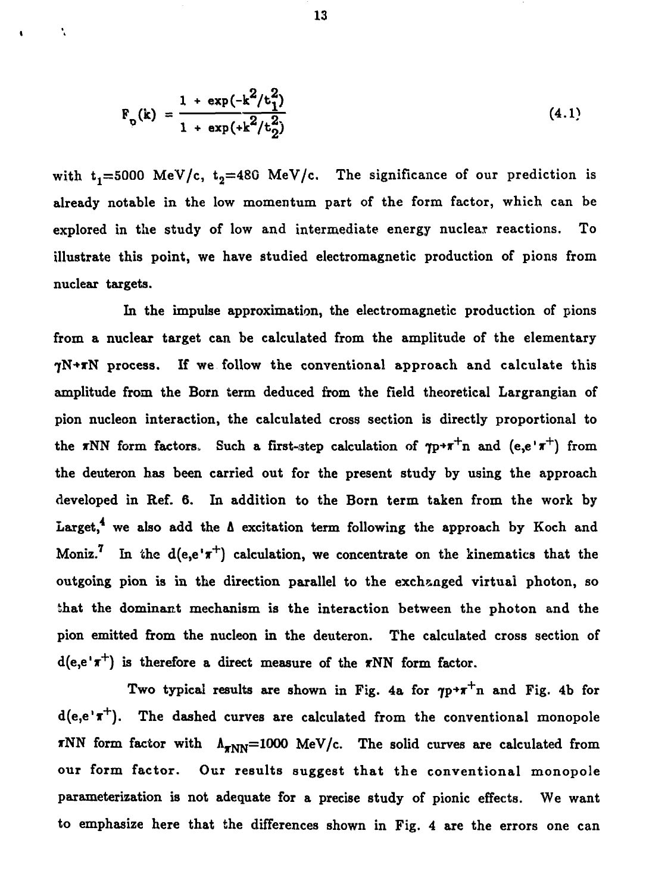$$F_{\rho}(k) = \frac{1 + \exp(-k^2/t_1^2)}{1 + \exp(+k^2/t_2^2)} \tag{4.1}$$

with $t_1$=5000 MeV/c, $t_2$=480 MeV/c. The significance of our prediction is already notable in the low momentum part of the form factor, which can be explored in the study of low and intermediate energy nuclear reactions. To illustrate this point, we have studied electromagnetic production of pions from nuclear targets.

In the impulse approximation, the electromagnetic production of pions from a nuclear target can be calculated from the amplitude of the elementary $\gamma N \to \pi N$ process. If we follow the conventional approach and calculate this amplitude from the Born term deduced from the field theoretical Largrangian of pion nucleon interaction, the calculated cross section is directly proportional to the $\pi NN$ form factors. Such a first-step calculation of $\gamma p \to \pi^+ n$ and $(e,e'\pi^+)$ from the deuteron has been carried out for the present study by using the approach developed in Ref. 6. In addition to the Born term taken from the work by Larget,[4] we also add the $\Delta$ excitation term following the approach by Koch and Moniz.[7] In the $d(e,e'\pi^+)$ calculation, we concentrate on the kinematics that the outgoing pion is in the direction parallel to the exchanged virtual photon, so that the dominant mechanism is the interaction between the photon and the pion emitted from the nucleon in the deuteron. The calculated cross section of $d(e,e'\pi^+)$ is therefore a direct measure of the $\pi NN$ form factor.

Two typical results are shown in Fig. 4a for $\gamma p \to \pi^+ n$ and Fig. 4b for $d(e,e'\pi^+)$. The dashed curves are calculated from the conventional monopole $\pi NN$ form factor with $\Lambda_{\pi NN}$=1000 MeV/c. The solid curves are calculated from our form factor. Our results suggest that the conventional monopole parameterization is not adequate for a precise study of pionic effects. We want to emphasize here that the differences shown in Fig. 4 are the errors one can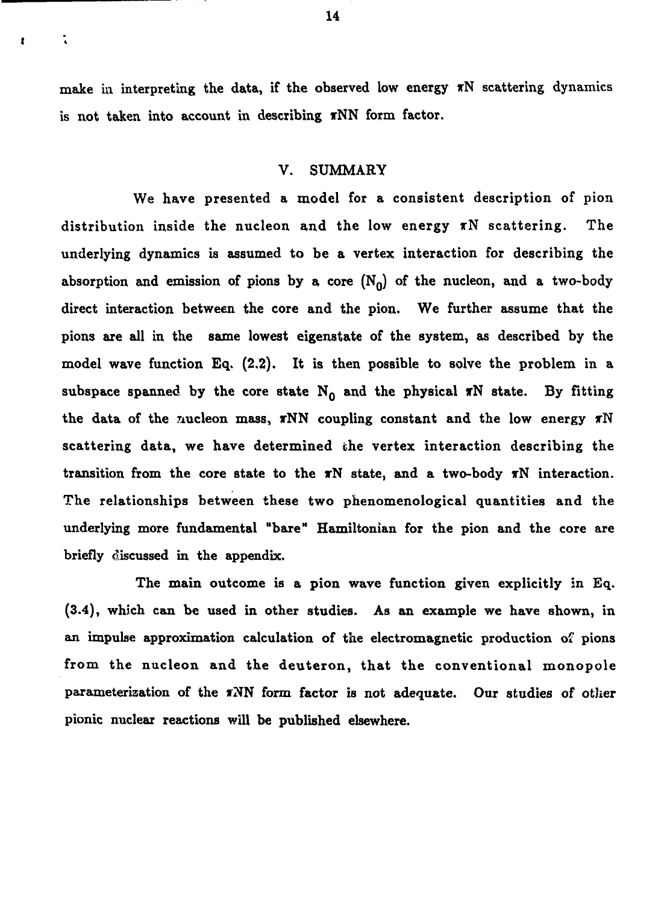make in interpreting the data, if the observed low energy $\pi$N scattering dynamics is not taken into account in describing $\pi$NN form factor.

## V. SUMMARY

We have presented a model for a consistent description of pion distribution inside the nucleon and the low energy $\pi$N scattering. The underlying dynamics is assumed to be a vertex interaction for describing the absorption and emission of pions by a core ($N_0$) of the nucleon, and a two-body direct interaction between the core and the pion. We further assume that the pions are all in the same lowest eigenstate of the system, as described by the model wave function Eq. (2.2). It is then possible to solve the problem in a subspace spanned by the core state $N_0$ and the physical $\pi$N state. By fitting the data of the nucleon mass, $\pi$NN coupling constant and the low energy $\pi$N scattering data, we have determined the vertex interaction describing the transition from the core state to the $\pi$N state, and a two-body $\pi$N interaction. The relationships between these two phenomenological quantities and the underlying more fundamental "bare" Hamiltonian for the pion and the core are briefly discussed in the appendix.

The main outcome is a pion wave function given explicitly in Eq. (3.4), which can be used in other studies. As an example we have shown, in an impulse approximation calculation of the electromagnetic production of pions from the nucleon and the deuteron, that the conventional monopole parameterization of the $\pi$NN form factor is not adequate. Our studies of other pionic nuclear reactions will be published elsewhere.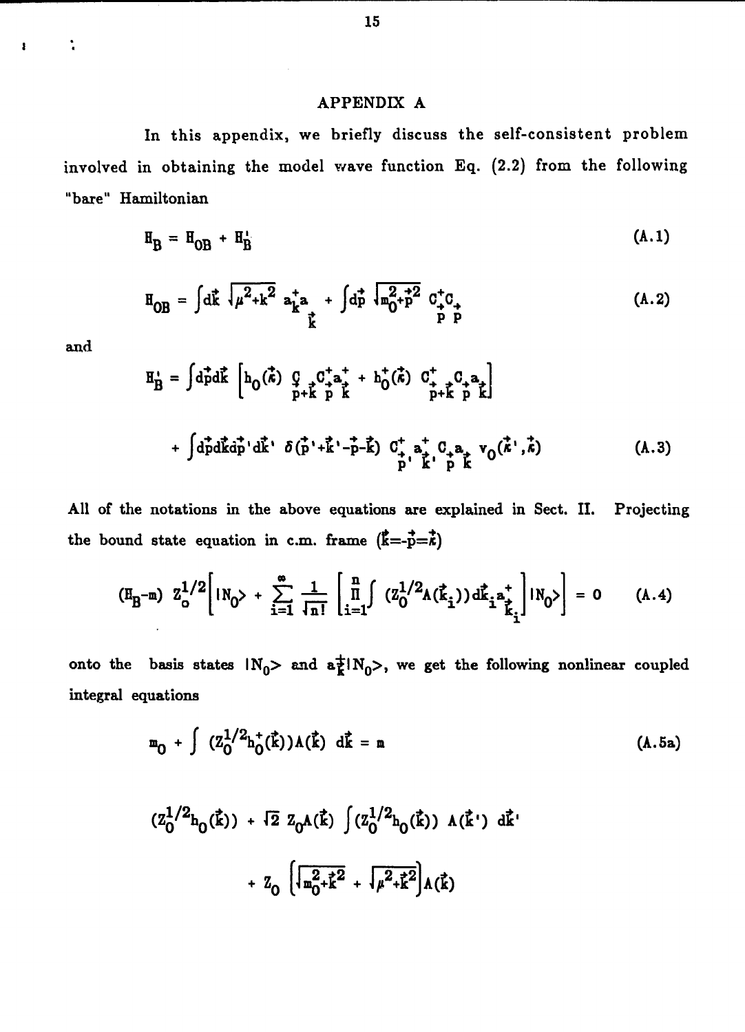## APPENDIX A

In this appendix, we briefly discuss the self-consistent problem involved in obtaining the model wave function Eq. (2.2) from the following "bare" Hamiltonian

$$H_B = H_{OB} + H_B' \tag{A.1}$$

$$H_{OB} = \int d\vec{k}\,\sqrt{\mu^2+k^2}\;a^+_{\vec{k}}a_{\vec{k}} + \int d\vec{p}\,\sqrt{m_0^2+\vec{p}^2}\;C^+_{\vec{p}}C_{\vec{p}} \tag{A.2}$$

and

$$H_B' = \int d\vec{p}d\vec{k}\left[h_0(\vec{\kappa})\;C_{\vec{p}+\vec{k}}C^+_{\vec{p}}a^+_{\vec{k}} + h_0^+(\vec{\kappa})\;C^+_{\vec{p}+\vec{k}}C_{\vec{p}}a_{\vec{k}}\right]$$

$$+ \int d\vec{p}d\vec{k}d\vec{p}'d\vec{k}'\;\delta(\vec{p}'+\vec{k}'-\vec{p}-\vec{k})\;C^+_{\vec{p}'}a^+_{\vec{k}'}C_{\vec{p}}a_{\vec{k}}\;v_0(\vec{\kappa}',\vec{\kappa}) \tag{A.3}$$

All of the notations in the above equations are explained in Sect. II. Projecting the bound state equation in c.m. frame ($\vec{k}=-\vec{p}=\vec{\kappa}$)

$$(H_B-m)\;Z_0^{1/2}\left[|N_0\rangle + \sum_{i=1}^{\infty}\frac{1}{\sqrt{n!}}\left[\prod_{i=1}^{n}\int\,(Z_0^{1/2}A(\vec{k}_i))d\vec{k}_i a^+_{\vec{k}_i}\right]|N_0\rangle\right] = 0 \tag{A.4}$$

onto the basis states $|N_0\rangle$ and $a^+_{\vec{k}}|N_0\rangle$, we get the following nonlinear coupled integral equations

$$m_0 + \int\,(Z_0^{1/2}h_0^+(\vec{k}))A(\vec{k})\;d\vec{k} = m \tag{A.5a}$$

$$(Z_0^{1/2}h_0(\vec{k})) + \sqrt{2}\;Z_0A(\vec{k})\int(Z_0^{1/2}h_0(\vec{k}))\;A(\vec{k}')\;d\vec{k}'$$

$$+ Z_0\left\{\sqrt{m_0^2+\vec{k}^2} + \sqrt{\mu^2+\vec{k}^2}\right\}A(\vec{k})$$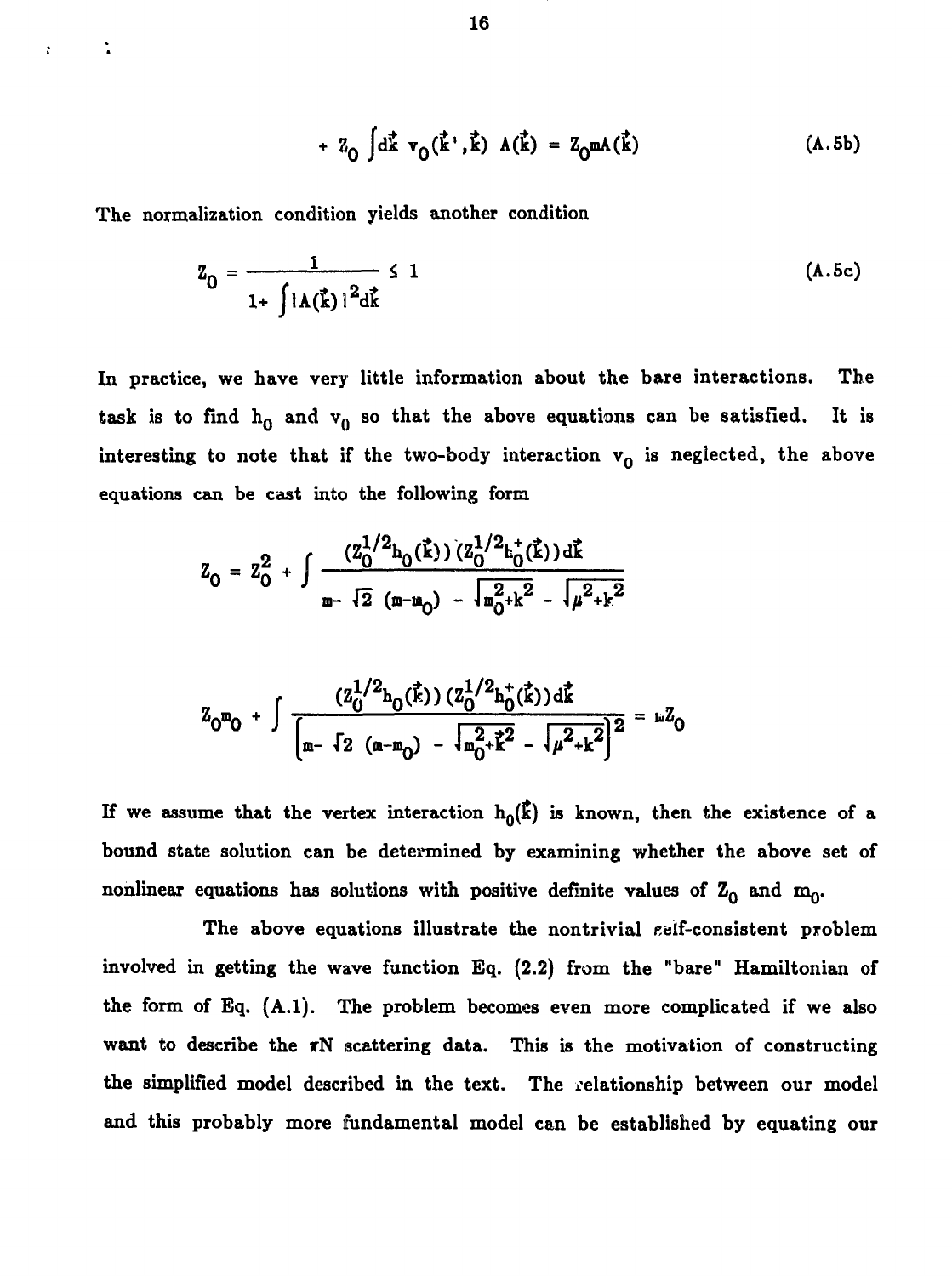$$+ Z_0 \int d\vec{k}\, v_0(\vec{k}',\vec{k})\, A(\vec{k}) = Z_0 m A(\vec{k}) \tag{A.5b}$$

The normalization condition yields another condition

$$Z_0 = \frac{1}{1+\int |A(\vec{k})|^2 d\vec{k}} \leq 1 \tag{A.5c}$$

In practice, we have very little information about the bare interactions. The task is to find $h_0$ and $v_0$ so that the above equations can be satisfied. It is interesting to note that if the two-body interaction $v_0$ is neglected, the above equations can be cast into the following form

$$Z_0 = Z_0^2 + \int \frac{(Z_0^{1/2} h_0(\vec{k}))\,(Z_0^{1/2} h_0^+(\vec{k}))\,d\vec{k}}{m - \sqrt{2}\,(m-m_0) - \sqrt{m_0^2+k^2} - \sqrt{\mu^2+k^2}}$$

$$Z_0 m_0 + \int \frac{(Z_0^{1/2} h_0(\vec{k}))\,(Z_0^{1/2} h_0^+(\vec{k}))\,d\vec{k}}{\left[m - \sqrt{2}\,(m-m_0) - \sqrt{m_0^2+\vec{k}^2} - \sqrt{\mu^2+k^2}\right]^2} = mZ_0$$

If we assume that the vertex interaction $h_0(\vec{k})$ is known, then the existence of a bound state solution can be determined by examining whether the above set of nonlinear equations has solutions with positive definite values of $Z_0$ and $m_0$.

The above equations illustrate the nontrivial self-consistent problem involved in getting the wave function Eq. (2.2) from the "bare" Hamiltonian of the form of Eq. (A.1). The problem becomes even more complicated if we also want to describe the $\pi N$ scattering data. This is the motivation of constructing the simplified model described in the text. The relationship between our model and this probably more fundamental model can be established by equating our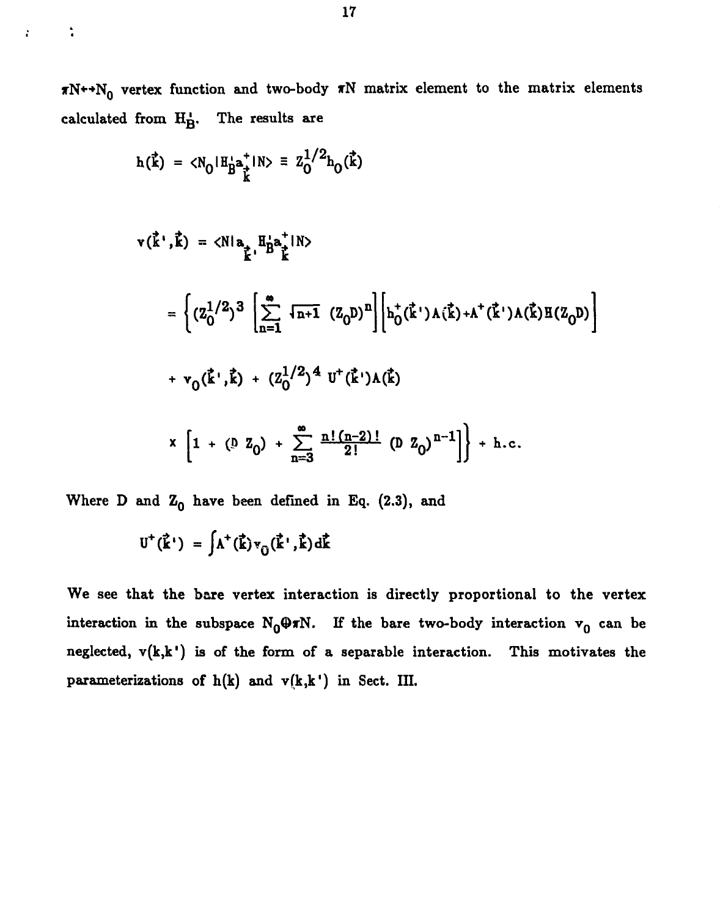$\pi N \leftrightarrow N_0$ vertex function and two-body $\pi N$ matrix element to the matrix elements calculated from $H_B'$. The results are

$$h(\vec{k}) = \langle N_0 | H_B' a_{\vec{k}}^+ | N \rangle \equiv Z_0^{1/2} h_0(\vec{k})$$

$$v(\vec{k}',\vec{k}) = \langle N | a_{\vec{k}'} H_B' a_{\vec{k}}^+ | N \rangle$$

$$= \Bigg\{ (Z_0^{1/2})^3 \left[ \sum_{n=1}^{\infty} \sqrt{n+1}\ (Z_0 D)^n \right] \left[ h_0^+(\vec{k}')A(\vec{k}) + A^+(\vec{k}')A(\vec{k})H(Z_0 D) \right]$$

$$+ v_0(\vec{k}',\vec{k}) + (Z_0^{1/2})^4\ U^+(\vec{k}')A(\vec{k})$$

$$\times \left[ 1 + (D\ Z_0) + \sum_{n=3}^{\infty} \frac{n!(n-2)!}{2!} (D\ Z_0)^{n-1} \right] \Bigg\} + \text{h.c.}$$

Where D and $Z_0$ have been defined in Eq. (2.3), and

$$U^+(\vec{k}') = \int A^+(\vec{k}) v_0(\vec{k}',\vec{k}) d\vec{k}$$

We see that the bare vertex interaction is directly proportional to the vertex interaction in the subspace $N_0 \oplus \pi N$. If the bare two-body interaction $v_0$ can be neglected, $v(k,k')$ is of the form of a separable interaction. This motivates the parameterizations of $h(k)$ and $v(k,k')$ in Sect. III.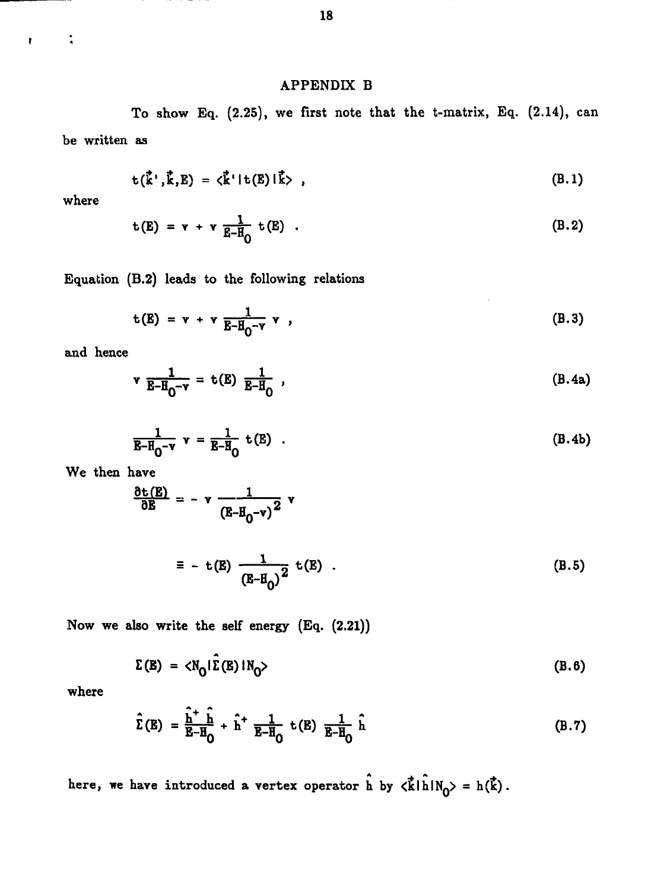## APPENDIX B

To show Eq. (2.25), we first note that the t-matrix, Eq. (2.14), can be written as

$$t(\vec{k}',\vec{k},E) = \langle \vec{k}' | t(E) | \vec{k} \rangle \ , \tag{B.1}$$

where

$$t(E) = v + v \frac{1}{E-H_0} t(E) \ . \tag{B.2}$$

Equation (B.2) leads to the following relations

$$t(E) = v + v \frac{1}{E-H_0-v} v \ , \tag{B.3}$$

and hence

$$v \frac{1}{E-H_0-v} = t(E) \frac{1}{E-H_0} \ , \tag{B.4a}$$

$$\frac{1}{E-H_0-v} v = \frac{1}{E-H_0} t(E) \ . \tag{B.4b}$$

We then have

$$\frac{\partial t(E)}{\partial E} = - v \frac{1}{(E-H_0-v)^2} v$$

$$\equiv - t(E) \frac{1}{(E-H_0)^2} t(E) \ . \tag{B.5}$$

Now we also write the self energy (Eq. (2.21))

$$\Sigma(E) = \langle N_0 | \hat{\Sigma}(E) | N_0 \rangle \tag{B.6}$$

where

$$\hat{\Sigma}(E) = \frac{\hat{h}^+ \hat{h}}{E-H_0} + \hat{h}^+ \frac{1}{E-H_0} t(E) \frac{1}{E-H_0} \hat{h} \tag{B.7}$$

here, we have introduced a vertex operator $\hat{h}$ by $\langle \vec{k} | \hat{h} | N_0 \rangle = h(\vec{k})$.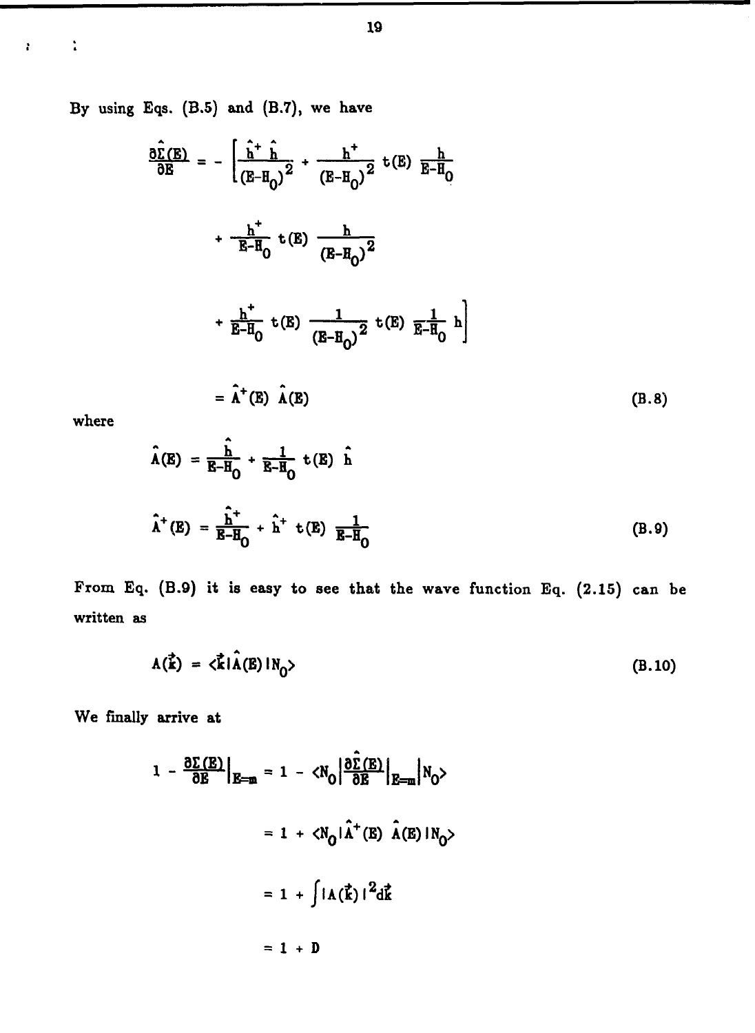By using Eqs. (B.5) and (B.7), we have

$$\frac{\partial\hat{\Sigma}(E)}{\partial E} = -\left[\frac{\hat{h}^+\hat{h}}{(E-H_0)^2} + \frac{h^+}{(E-H_0)^2}\,t(E)\,\frac{h}{E-H_0}\right.$$

$$+\frac{h^+}{E-H_0}\,t(E)\,\frac{h}{(E-H_0)^2}$$

$$\left.+\frac{h^+}{E-H_0}\,t(E)\,\frac{1}{(E-H_0)^2}\,t(E)\,\frac{1}{E-H_0}\,h\right]$$

$$= \hat{A}^+(E)\,\hat{A}(E) \tag{B.8}$$

where

$$\hat{A}(E) = \frac{\hat{h}}{E-H_0} + \frac{1}{E-H_0}\,t(E)\,\hat{h}$$

$$\hat{A}^+(E) = \frac{\hat{h}^+}{E-H_0} + \hat{h}^+\,t(E)\,\frac{1}{E-H_0} \tag{B.9}$$

From Eq. (B.9) it is easy to see that the wave function Eq. (2.15) can be written as

$$A(\vec{k}) = \langle\vec{k}|\hat{A}(E)|N_0\rangle \tag{B.10}$$

We finally arrive at

$$1 - \left.\frac{\partial\Sigma(E)}{\partial E}\right|_{E=m} = 1 - \langle N_0|\left.\frac{\partial\hat{\Sigma}(E)}{\partial E}\right|_{E=m}|N_0\rangle$$

$$= 1 + \langle N_0|\hat{A}^+(E)\,\hat{A}(E)|N_0\rangle$$

$$= 1 + \int|A(\vec{k})|^2 d\vec{k}$$

$$= 1 + D$$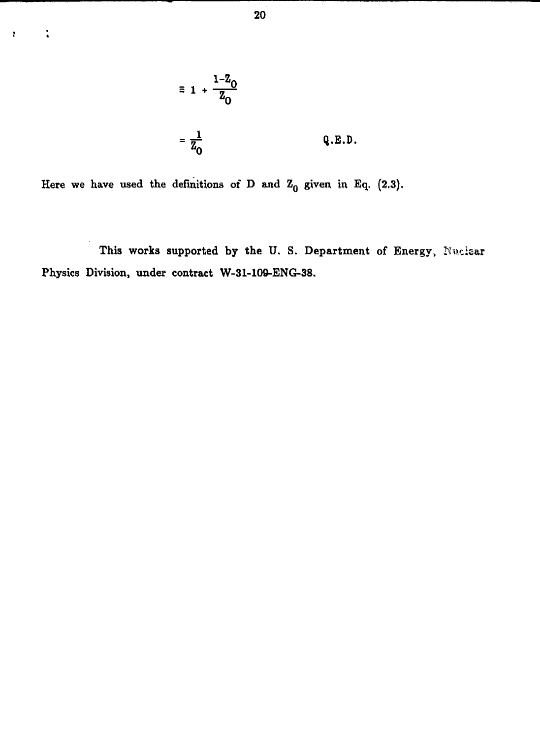$$\equiv 1 + \frac{1-Z_0}{Z_0}$$

$$= \frac{1}{Z_0} \qquad\qquad \text{Q.E.D.}$$

Here we have used the definitions of D and $Z_0$ given in Eq. (2.3).

This works supported by the U. S. Department of Energy, Nuclear Physics Division, under contract W-31-109-ENG-38.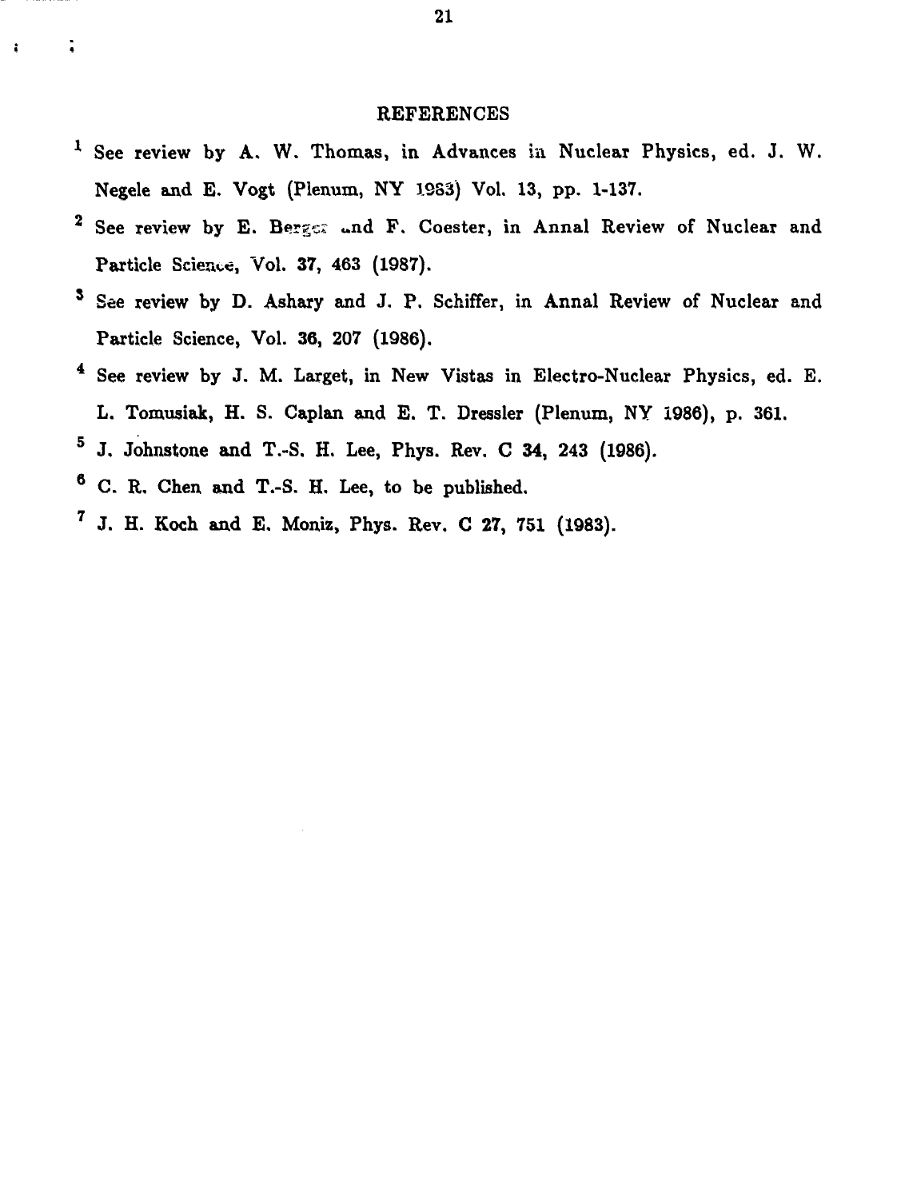## REFERENCES

[1] See review by A. W. Thomas, in Advances in Nuclear Physics, ed. J. W. Negele and E. Vogt (Plenum, NY 1983) Vol. 13, pp. 1-137.

[2] See review by E. Berger and F. Coester, in Annal Review of Nuclear and Particle Science, Vol. **37**, 463 (1987).

[3] See review by D. Ashary and J. P. Schiffer, in Annal Review of Nuclear and Particle Science, Vol. **36**, 207 (1986).

[4] See review by J. M. Larget, in New Vistas in Electro-Nuclear Physics, ed. E. L. Tomusiak, H. S. Caplan and E. T. Dressler (Plenum, NY 1986), p. 361.

[5] J. Johnstone and T.-S. H. Lee, Phys. Rev. C **34**, 243 (1986).

[6] C. R. Chen and T.-S. H. Lee, to be published.

[7] J. H. Koch and E. Moniz, Phys. Rev. C **27**, 751 (1983).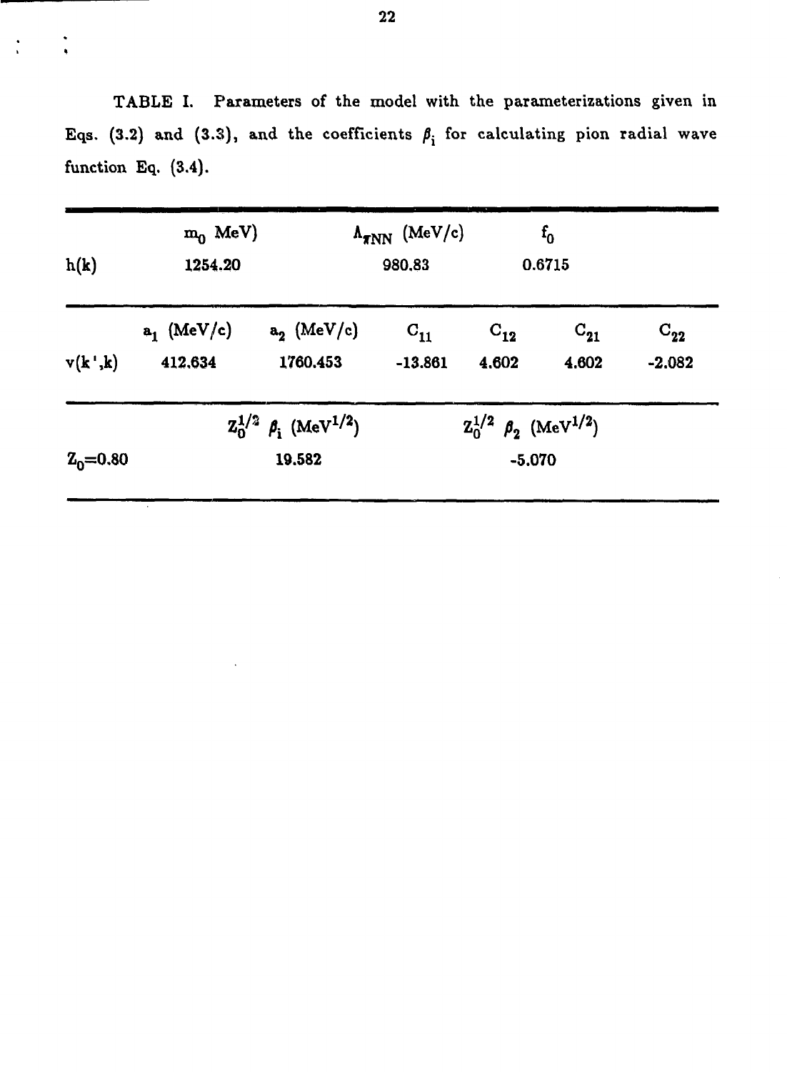TABLE I. Parameters of the model with the parameterizations given in Eqs. (3.2) and (3.3), and the coefficients $\beta_i$ for calculating pion radial wave function Eq. (3.4).

| | $m_0$ MeV) | | $\Lambda_{\pi NN}$ (MeV/c) | | $f_0$ | |
|---|---|---|---|---|---|---|
| h(k) | 1254.20 | | 980.83 | | 0.6715 | |
| | $a_1$ (MeV/c) | $a_2$ (MeV/c) | $C_{11}$ | $C_{12}$ | $C_{21}$ | $C_{22}$ |
| v(k',k) | 412.634 | 1760.453 | -13.861 | 4.602 | 4.602 | -2.082 |
| | | $Z_0^{1/2}$ $\beta_i$ ($MeV^{1/2}$) | | | $Z_0^{1/2}$ $\beta_2$ ($MeV^{1/2}$) | |
| $Z_0$=0.80 | | 19.582 | | | -5.070 | |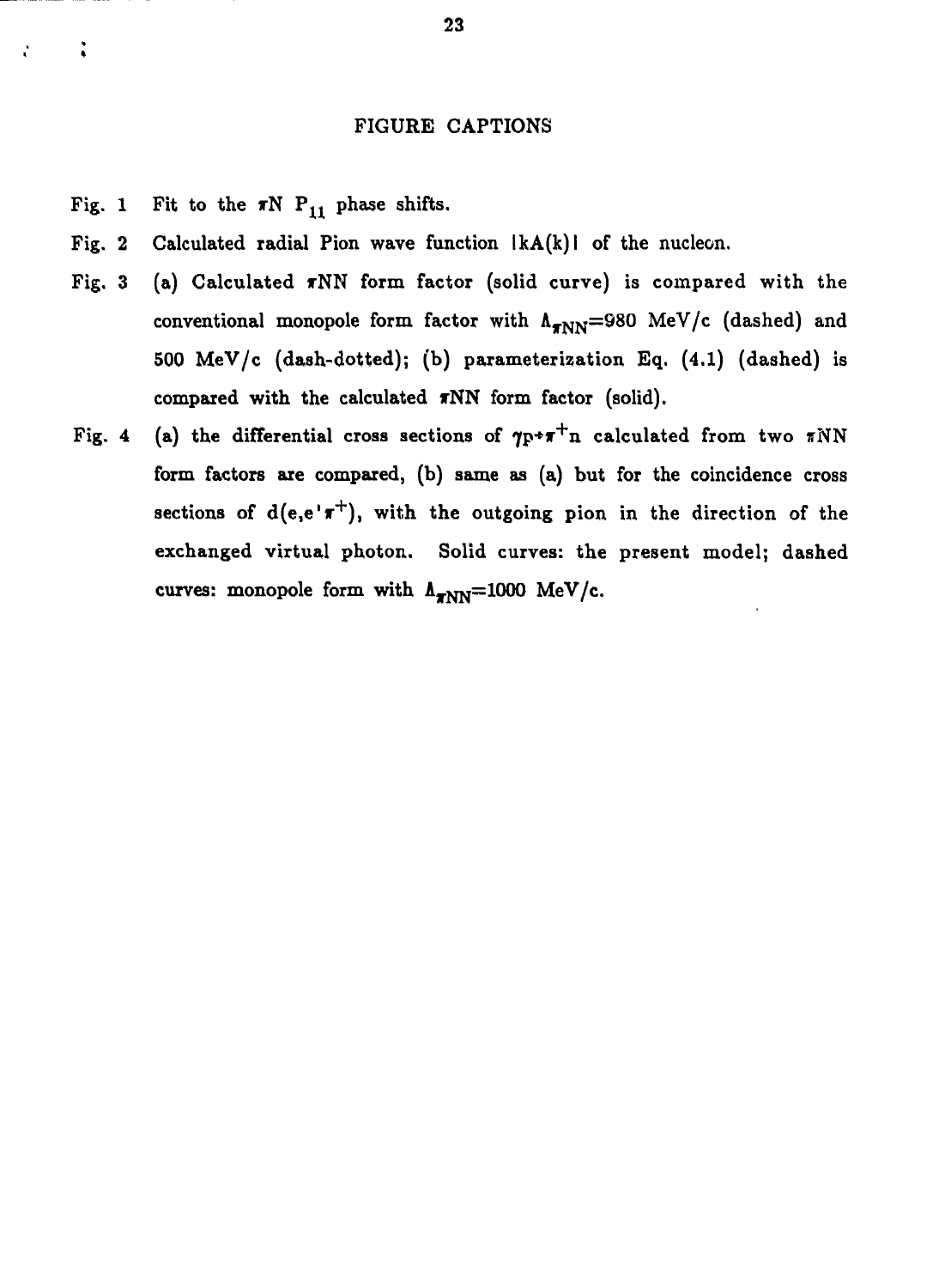## FIGURE CAPTIONS

Fig. 1 Fit to the $\pi N$ $P_{11}$ phase shifts.

Fig. 2 Calculated radial Pion wave function $|kA(k)|$ of the nucleon.

Fig. 3 (a) Calculated $\pi NN$ form factor (solid curve) is compared with the conventional monopole form factor with $\Lambda_{\pi NN}$=980 MeV/c (dashed) and 500 MeV/c (dash-dotted); (b) parameterization Eq. (4.1) (dashed) is compared with the calculated $\pi NN$ form factor (solid).

Fig. 4 (a) the differential cross sections of $\gamma p \to \pi^+ n$ calculated from two $\pi NN$ form factors are compared, (b) same as (a) but for the coincidence cross sections of $d(e,e'\pi^+)$, with the outgoing pion in the direction of the exchanged virtual photon. Solid curves: the present model; dashed curves: monopole form with $\Lambda_{\pi NN}$=1000 MeV/c.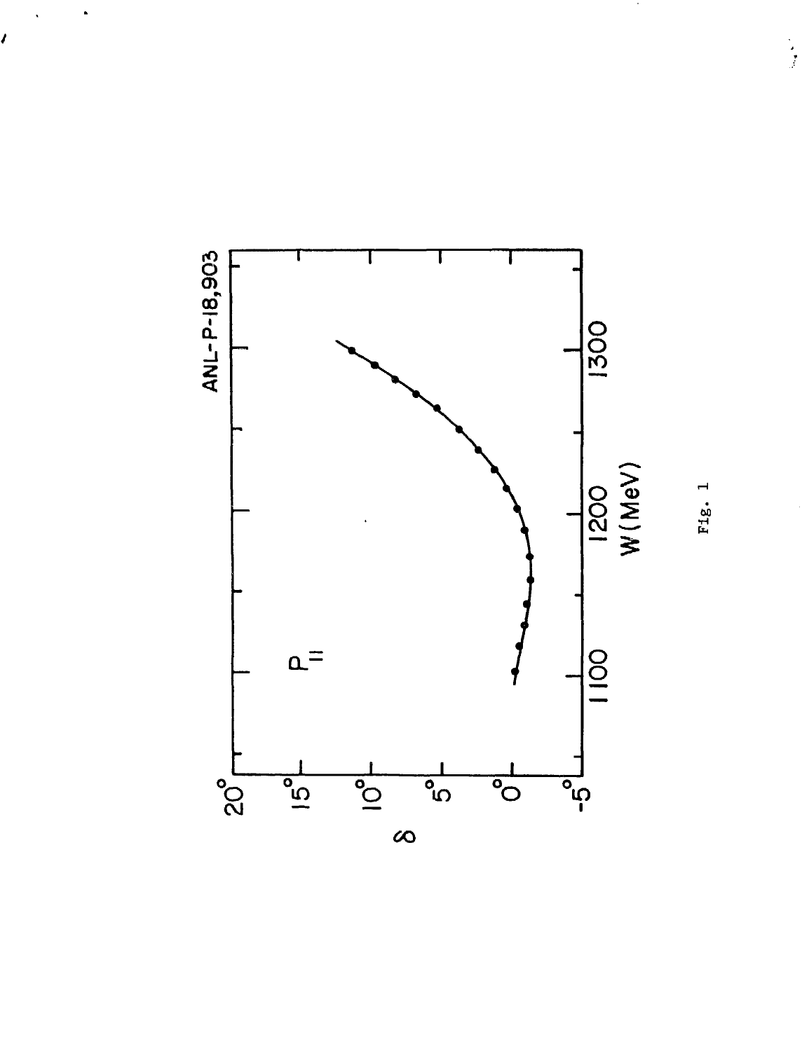ANL-P-18,903

$P_{11}$

$\delta$

$20^{\circ}$ $15^{\circ}$ $10^{\circ}$ $5^{\circ}$ $0^{\circ}$ $-5^{\circ}$

1100 1200 1300

W(MeV)

Fig. 1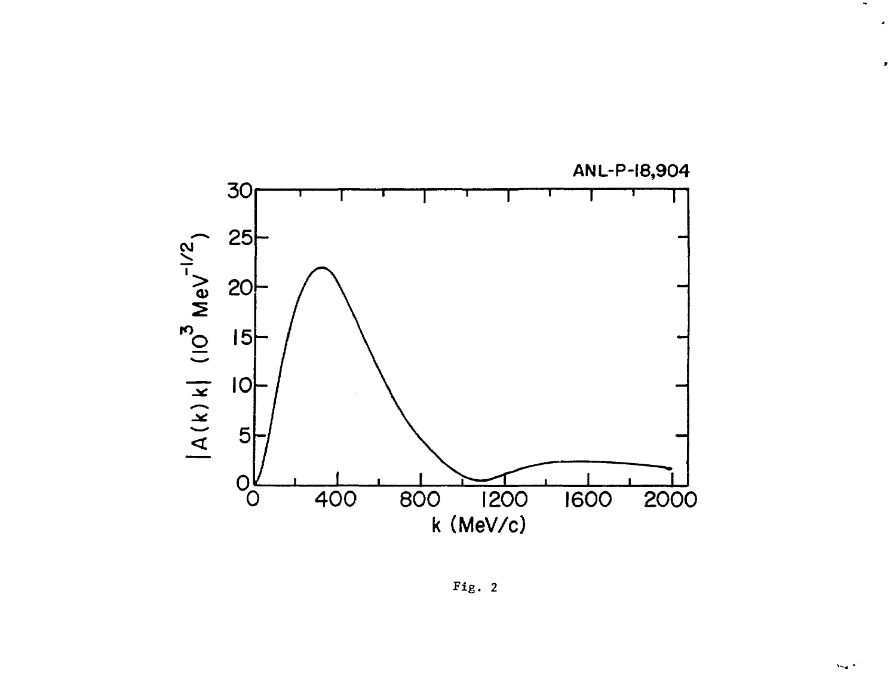Fig. 2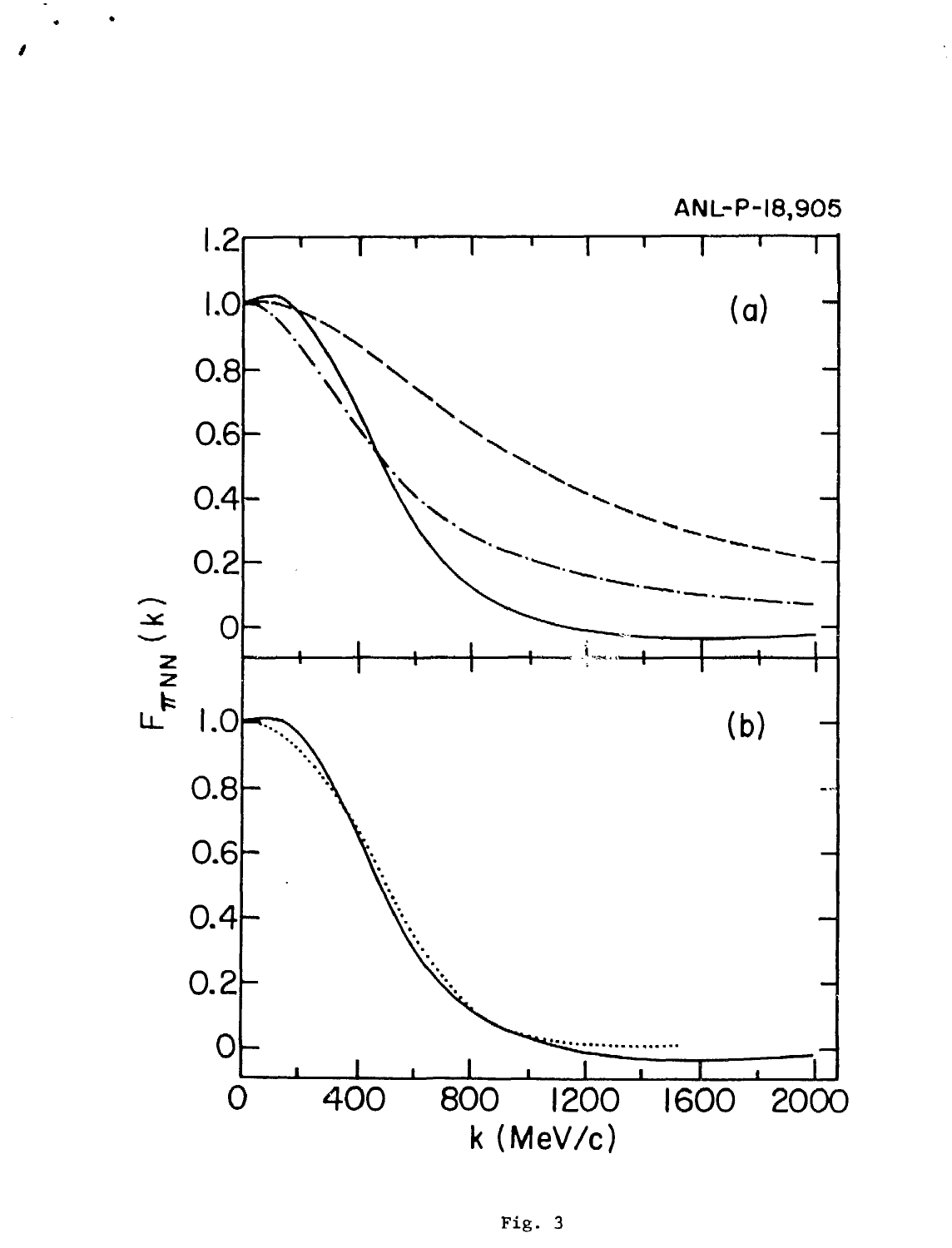ANL-P-18,905

Fig. 3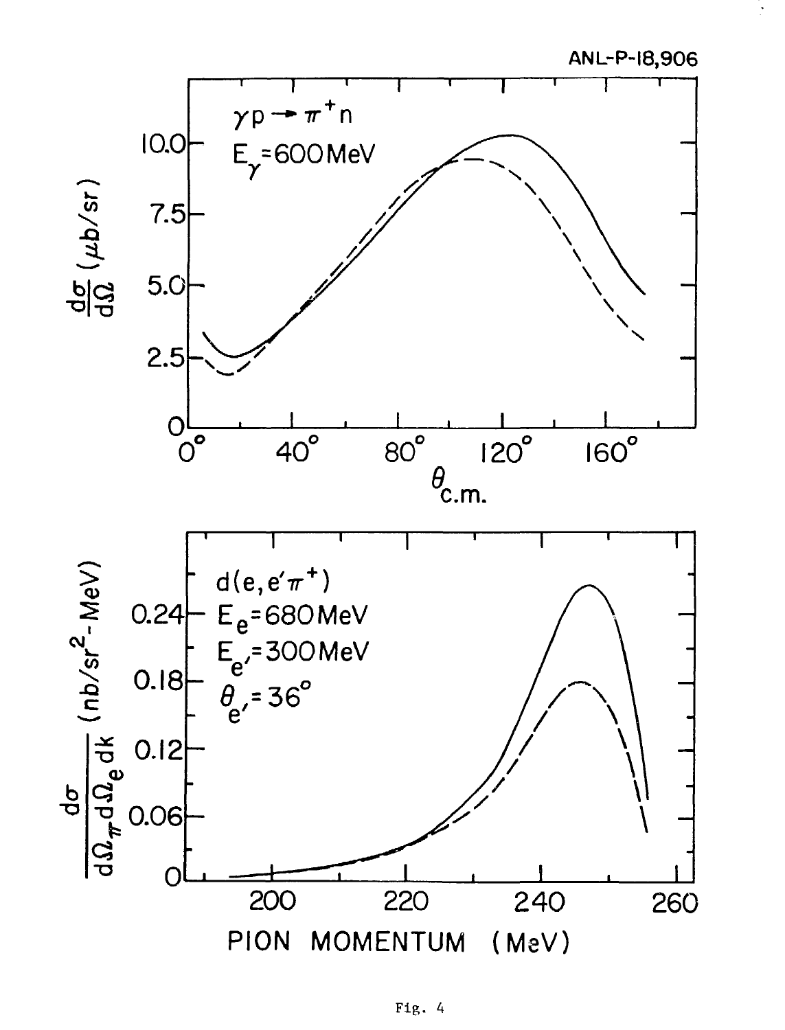ANL-P-18,906

$\gamma p \rightarrow \pi^+ n$

$E_\gamma$=600MeV

$\frac{d\sigma}{d\Omega}$ ($\mu$b/sr)

10.0

7.5

5.0

2.5

0

0°

40°

80°

120°

160°

$\theta_{c.m.}$

d(e, e′$\pi^+$)

$E_e$=680MeV

$E_{e'}$=300MeV

$\theta_{e'}$=36°

$\frac{d\sigma}{d\Omega_\pi d\Omega_e dk}$ (nb/sr$^2$-MeV)

0.24

0.18

0.12

0.06

0

200

220

240

260

PION MOMENTUM (MeV)

Fig. 4